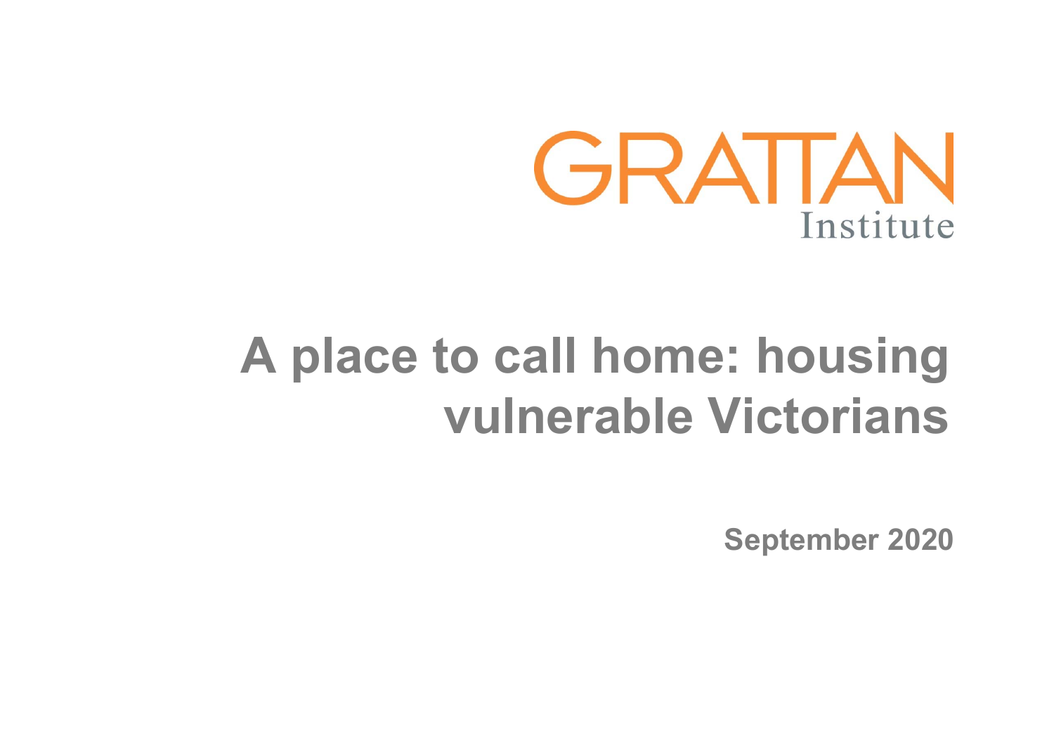GRATTAN Institute

# A place to call home: housing vulnerable Victorians

**September 2020**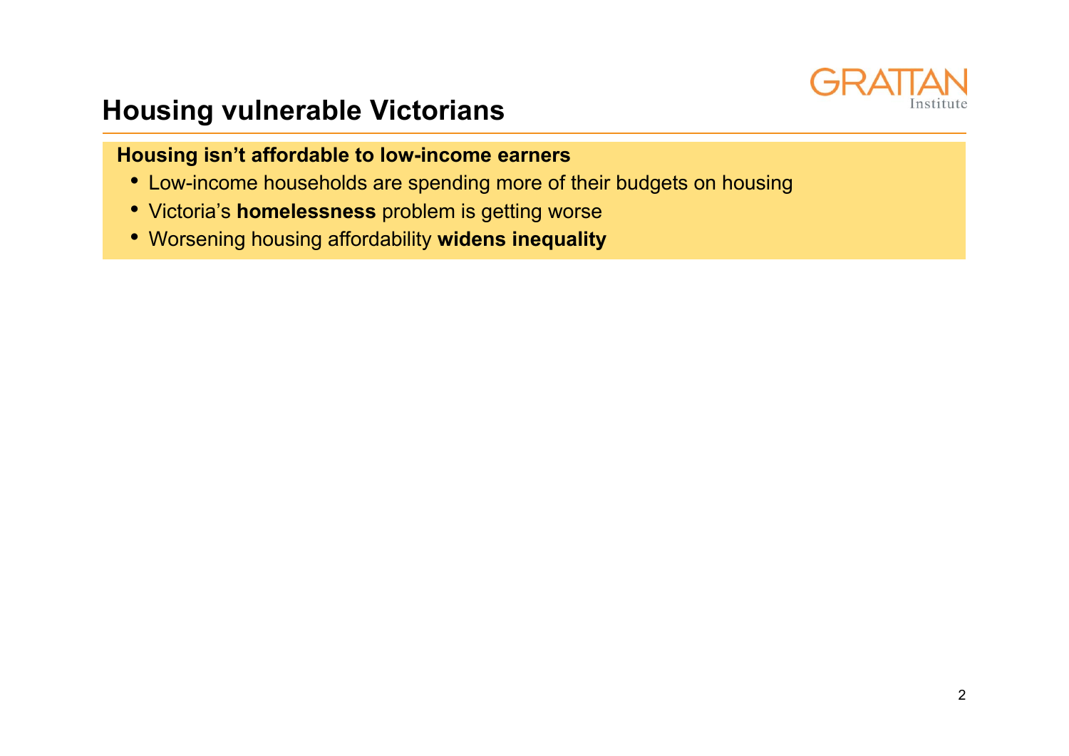# Housing vulnerable Victorians

**Housing isn't affordable to low-income earners**

- Low-income households are spending more of their budgets on housing
- Victoria's **homelessness** problem is getting worse
- Worsening housing affordability **widens inequality**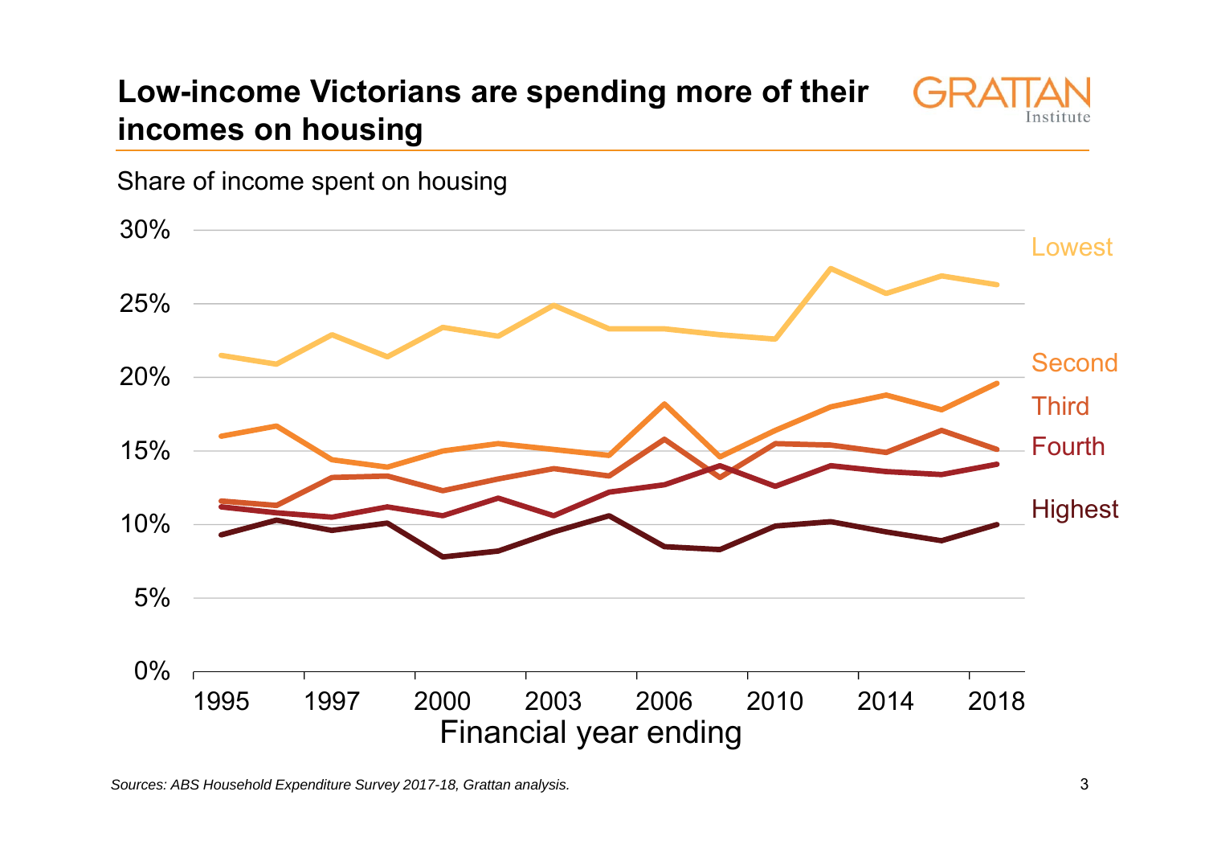## Low-income Victorians are spending more of their incomes on housing

Share of income spent on housing

30%

25%

20%

15%

10%

5%

0%

1995 1997 2000 2003 2006 2010 2014 2018

Financial year ending

Lowest

Second

Third

Fourth

Highest

*Sources: ABS Household Expenditure Survey 2017-18, Grattan analysis.*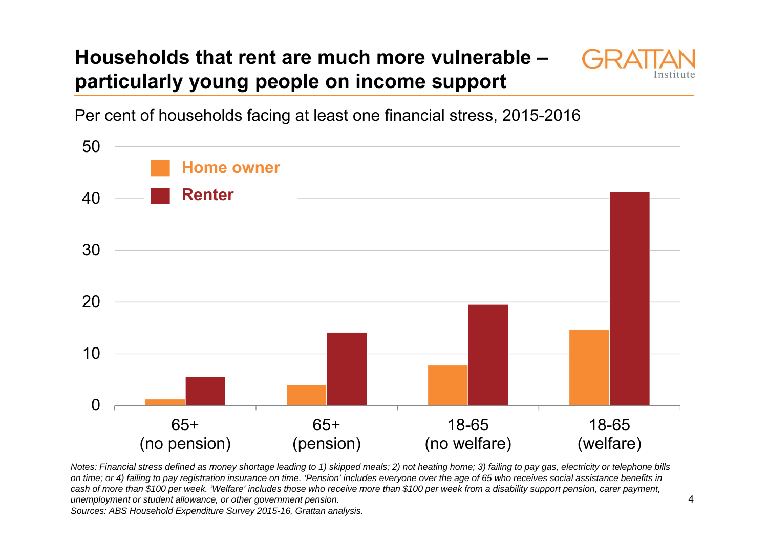# Households that rent are much more vulnerable – particularly young people on income support

Per cent of households facing at least one financial stress, 2015-2016

| | Home owner | Renter |
|---|---|---|
| 65+ (no pension) | 1.2 | 5.5 |
| 65+ (pension) | 3.9 | 14.0 |
| 18-65 (no welfare) | 7.7 | 19.5 |
| 18-65 (welfare) | 14.6 | 41.2 |

*Notes: Financial stress defined as money shortage leading to 1) skipped meals; 2) not heating home; 3) failing to pay gas, electricity or telephone bills on time; or 4) failing to pay registration insurance on time. 'Pension' includes everyone over the age of 65 who receives social assistance benefits in cash of more than $100 per week. 'Welfare' includes those who receive more than $100 per week from a disability support pension, carer payment, unemployment or student allowance, or other government pension.*

*Sources: ABS Household Expenditure Survey 2015-16, Grattan analysis.*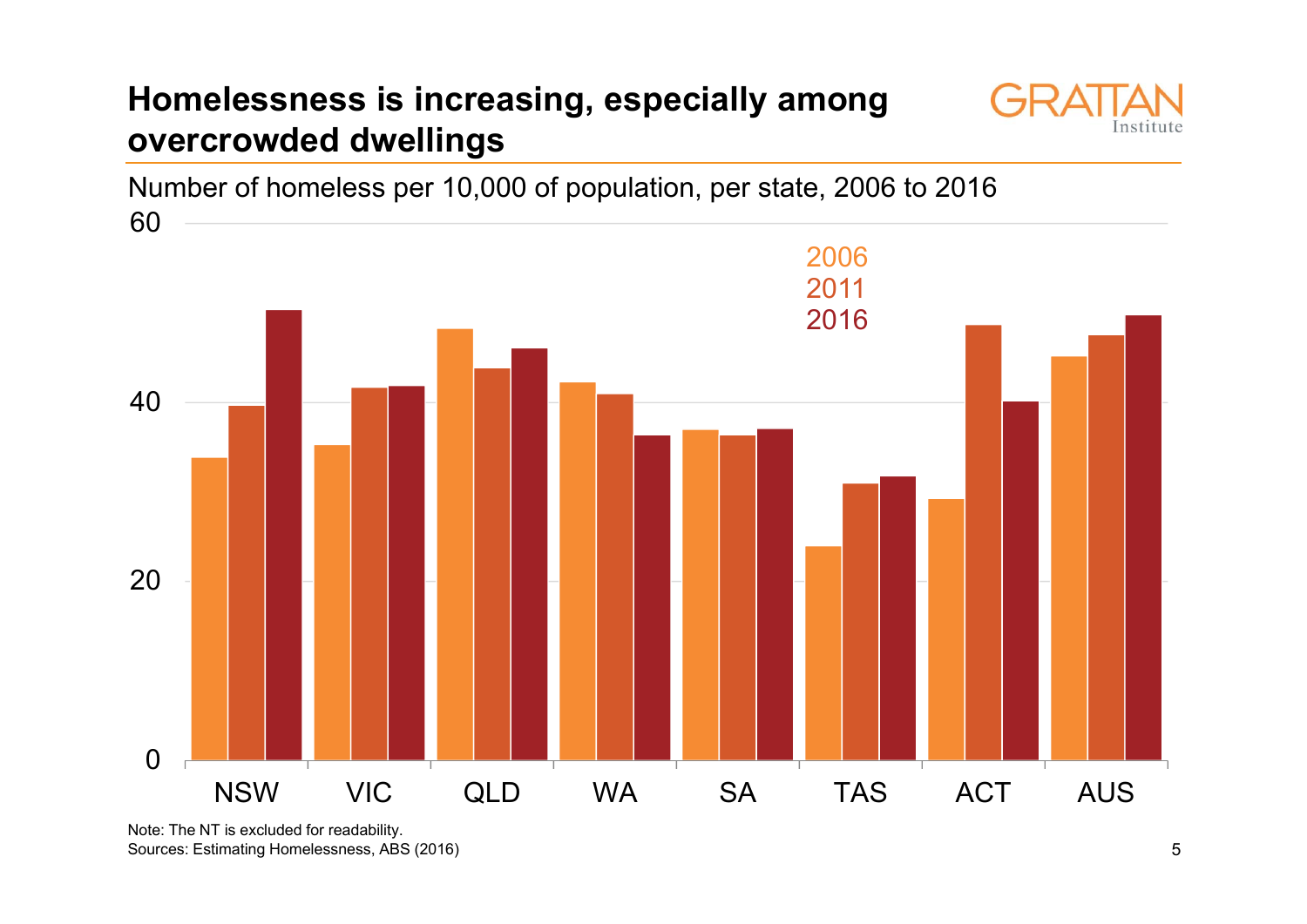# Homelessness is increasing, especially among overcrowded dwellings

Number of homeless per 10,000 of population, per state, 2006 to 2016

Note: The NT is excluded for readability.
Sources: Estimating Homelessness, ABS (2016)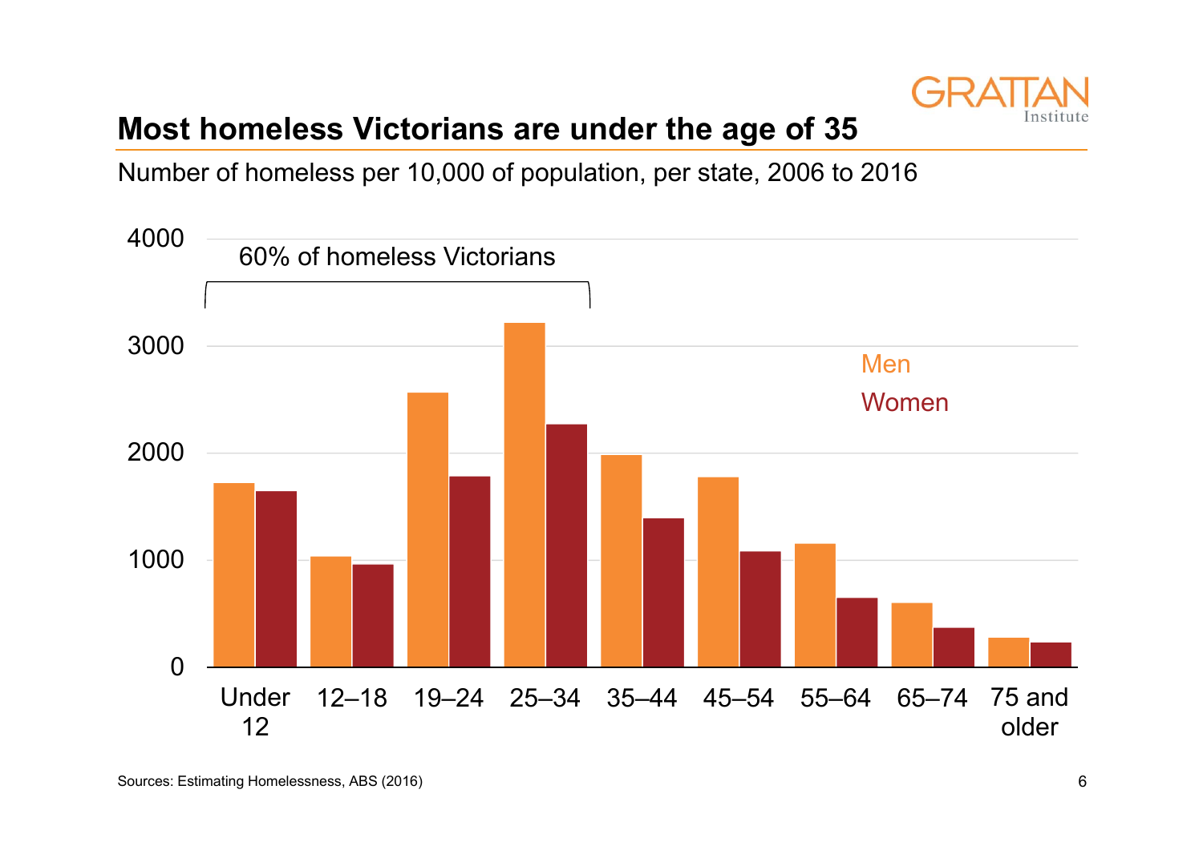## Most homeless Victorians are under the age of 35

Number of homeless per 10,000 of population, per state, 2006 to 2016

Sources: Estimating Homelessness, ABS (2016)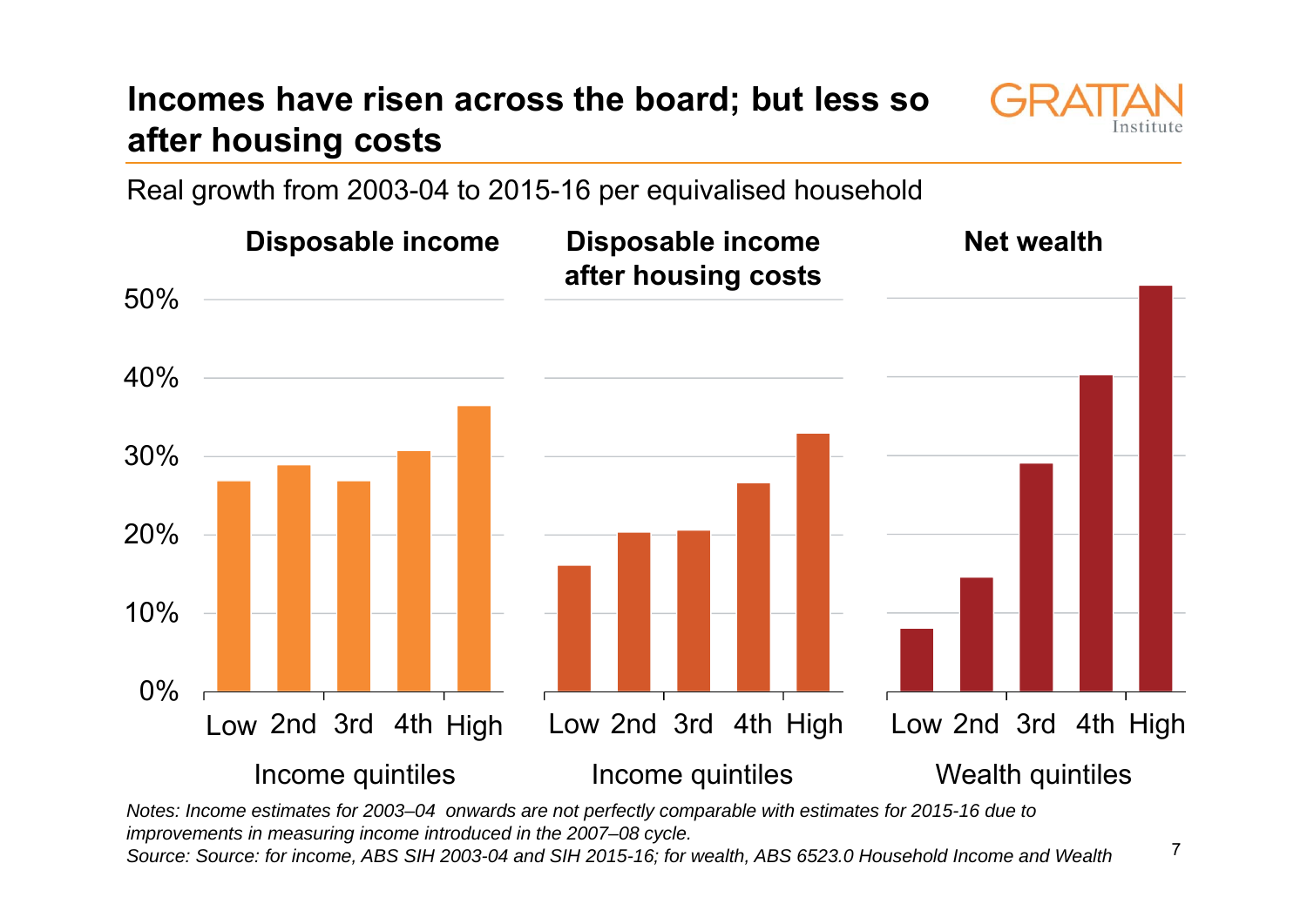# Incomes have risen across the board; but less so after housing costs

Real growth from 2003-04 to 2015-16 per equivalised household

Disposable income

Disposable income after housing costs

Net wealth

50%
40%
30%
20%
10%
0%

Low 2nd 3rd 4th High

Income quintiles

Low 2nd 3rd 4th High

Income quintiles

Low 2nd 3rd 4th High

Wealth quintiles

*Notes: Income estimates for 2003–04 onwards are not perfectly comparable with estimates for 2015-16 due to improvements in measuring income introduced in the 2007–08 cycle.*

*Source: Source: for income, ABS SIH 2003-04 and SIH 2015-16; for wealth, ABS 6523.0 Household Income and Wealth*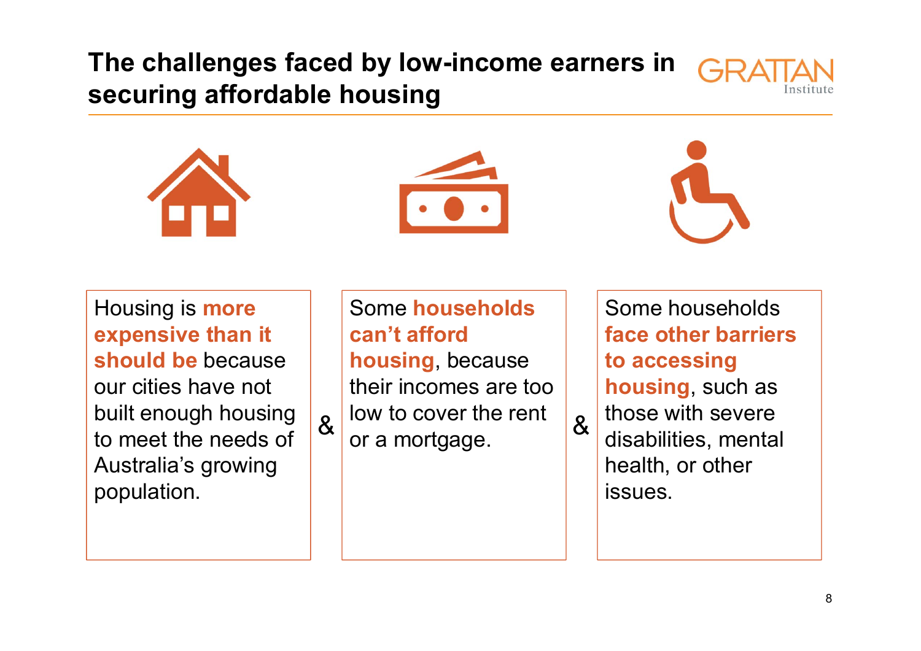# The challenges faced by low-income earners in securing affordable housing

Housing is **more expensive than it should be** because our cities have not built enough housing to meet the needs of Australia's growing population.

&

Some **households can't afford housing**, because their incomes are too low to cover the rent or a mortgage.

&

Some households **face other barriers to accessing housing**, such as those with severe disabilities, mental health, or other issues.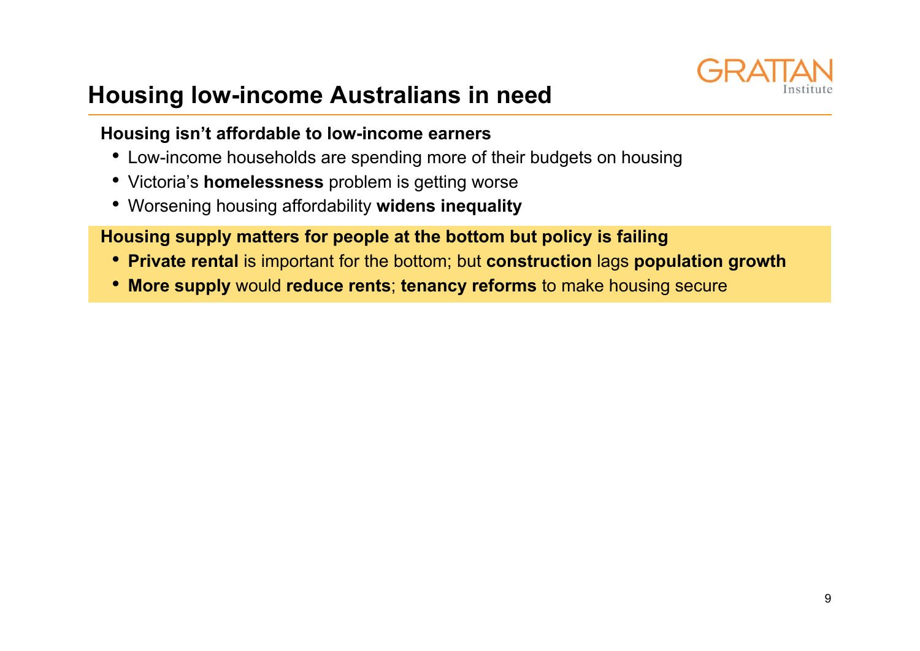# Housing low-income Australians in need

**Housing isn't affordable to low-income earners**

- Low-income households are spending more of their budgets on housing
- Victoria's **homelessness** problem is getting worse
- Worsening housing affordability **widens inequality**

**Housing supply matters for people at the bottom but policy is failing**

- **Private rental** is important for the bottom; but **construction** lags **population growth**
- **More supply** would **reduce rents**; **tenancy reforms** to make housing secure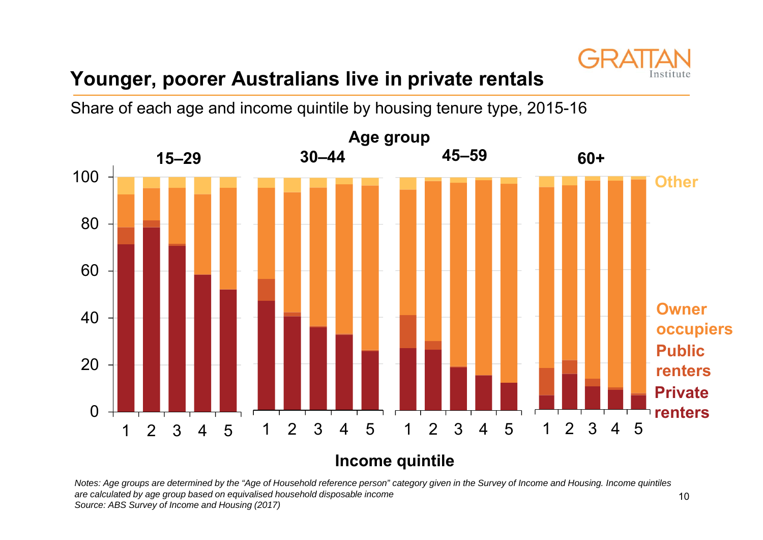# Younger, poorer Australians live in private rentals

Share of each age and income quintile by housing tenure type, 2015-16

*Notes: Age groups are determined by the "Age of Household reference person" category given in the Survey of Income and Housing. Income quintiles are calculated by age group based on equivalised household disposable income*
*Source: ABS Survey of Income and Housing (2017)*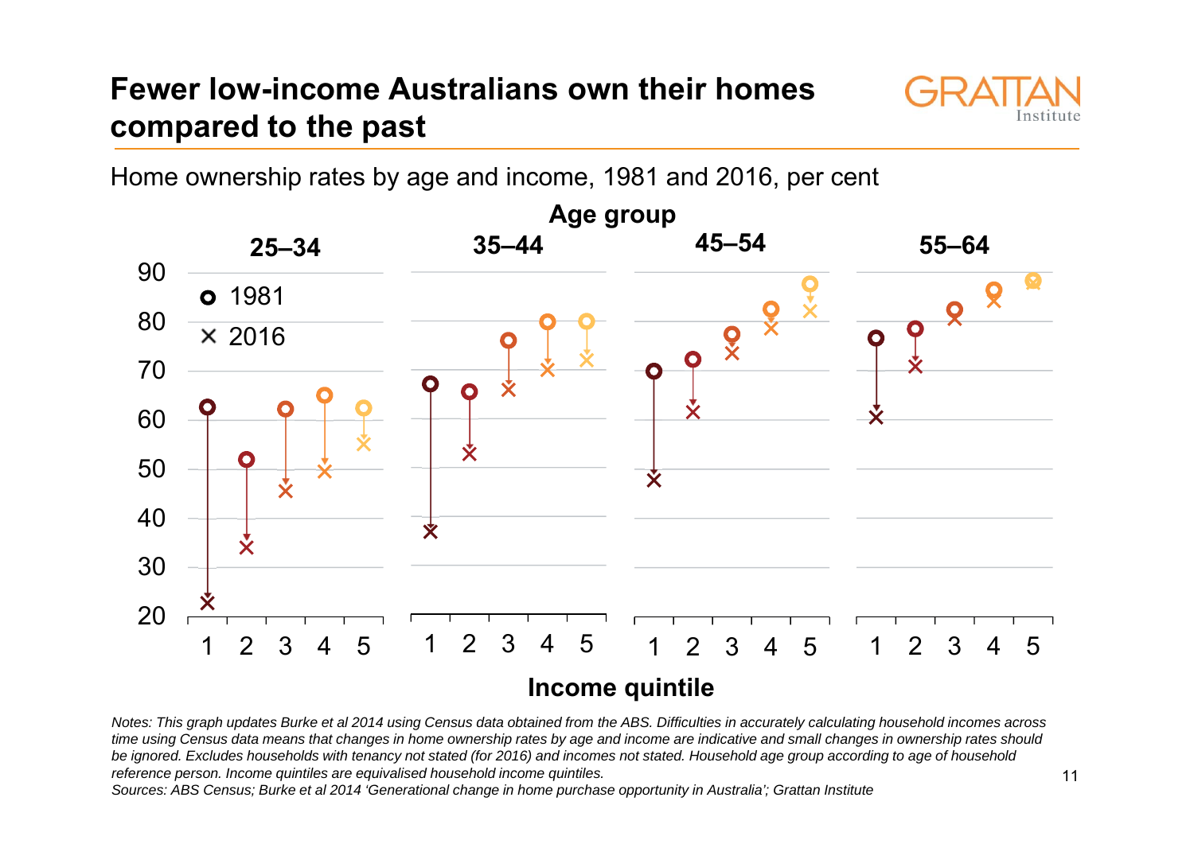# Fewer low-income Australians own their homes compared to the past

Home ownership rates by age and income, 1981 and 2016, per cent

Age group

25–34 | 35–44 | 45–54 | 55–64

○ 1981
× 2016

Income quintile

*Notes: This graph updates Burke et al 2014 using Census data obtained from the ABS. Difficulties in accurately calculating household incomes across time using Census data means that changes in home ownership rates by age and income are indicative and small changes in ownership rates should be ignored. Excludes households with tenancy not stated (for 2016) and incomes not stated. Household age group according to age of household reference person. Income quintiles are equivalised household income quintiles.*

*Sources: ABS Census; Burke et al 2014 'Generational change in home purchase opportunity in Australia'; Grattan Institute*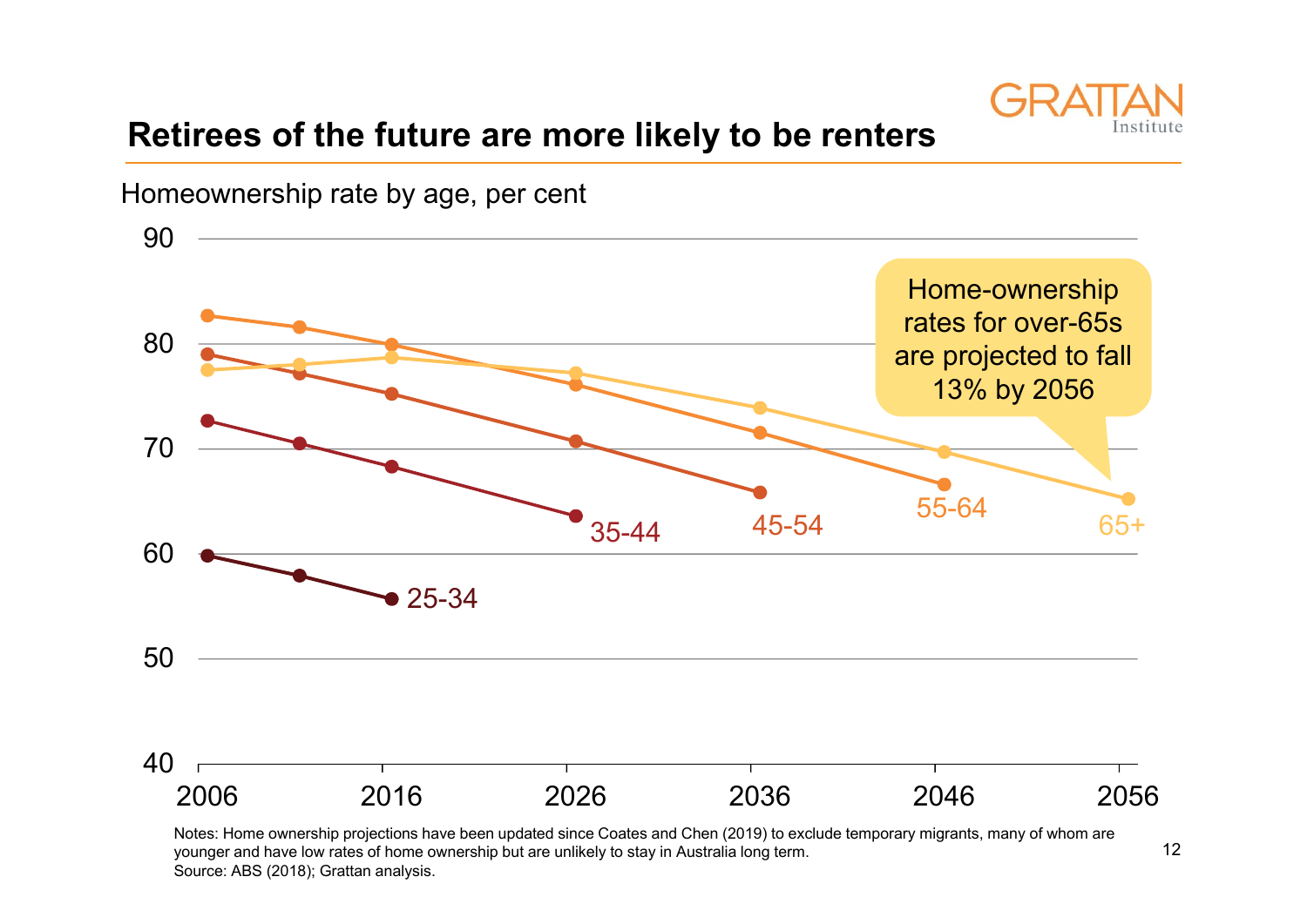# Retirees of the future are more likely to be renters

Homeownership rate by age, per cent

Home-ownership rates for over-65s are projected to fall 13% by 2056

Notes: Home ownership projections have been updated since Coates and Chen (2019) to exclude temporary migrants, many of whom are younger and have low rates of home ownership but are unlikely to stay in Australia long term.

Source: ABS (2018); Grattan analysis.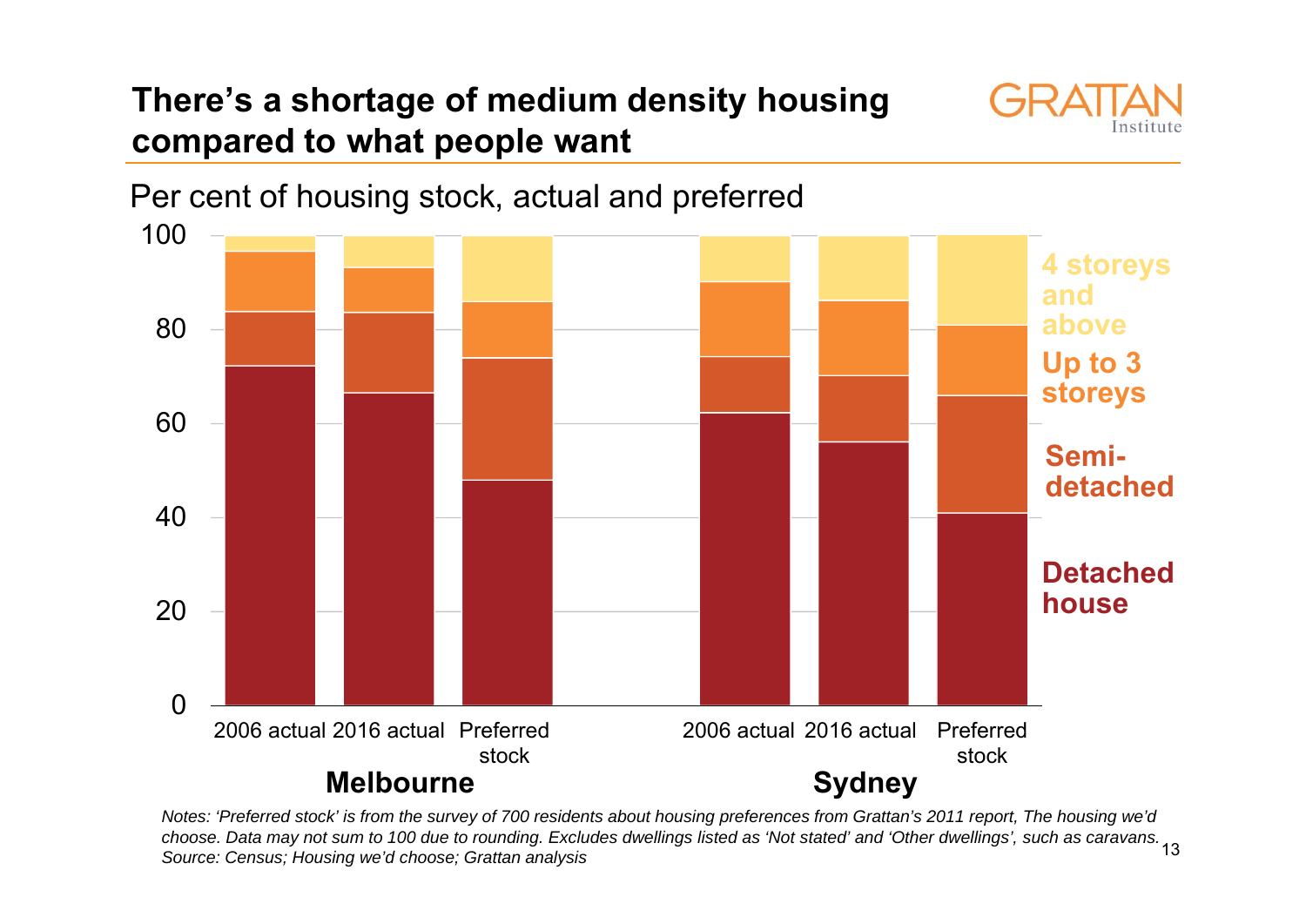# There's a shortage of medium density housing compared to what people want

Per cent of housing stock, actual and preferred

| | 2006 actual (Melbourne) | 2016 actual (Melbourne) | Preferred stock (Melbourne) | 2006 actual (Sydney) | 2016 actual (Sydney) | Preferred stock (Sydney) |
|---|---|---|---|---|---|---|
| Detached house | | | | | | |
| Semi-detached | | | | | | |
| Up to 3 storeys | | | | | | |
| 4 storeys and above | | | | | | |

*Notes: 'Preferred stock' is from the survey of 700 residents about housing preferences from Grattan's 2011 report, The housing we'd choose. Data may not sum to 100 due to rounding. Excludes dwellings listed as 'Not stated' and 'Other dwellings', such as caravans.*
*Source: Census; Housing we'd choose; Grattan analysis*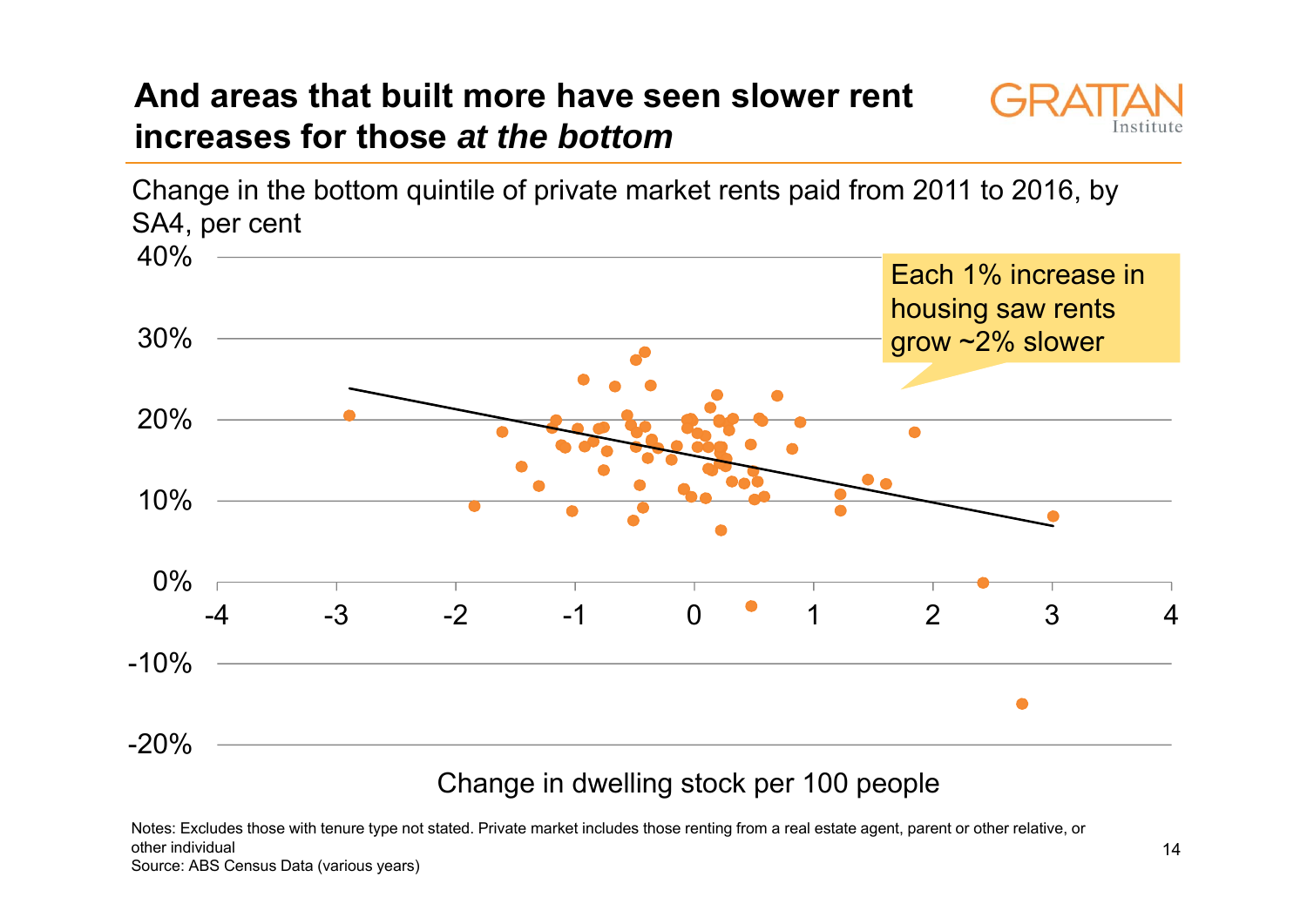# And areas that built more have seen slower rent increases for those *at the bottom*

Change in the bottom quintile of private market rents paid from 2011 to 2016, by SA4, per cent

Each 1% increase in housing saw rents grow ~2% slower

Change in dwelling stock per 100 people

Notes: Excludes those with tenure type not stated. Private market includes those renting from a real estate agent, parent or other relative, or other individual
Source: ABS Census Data (various years)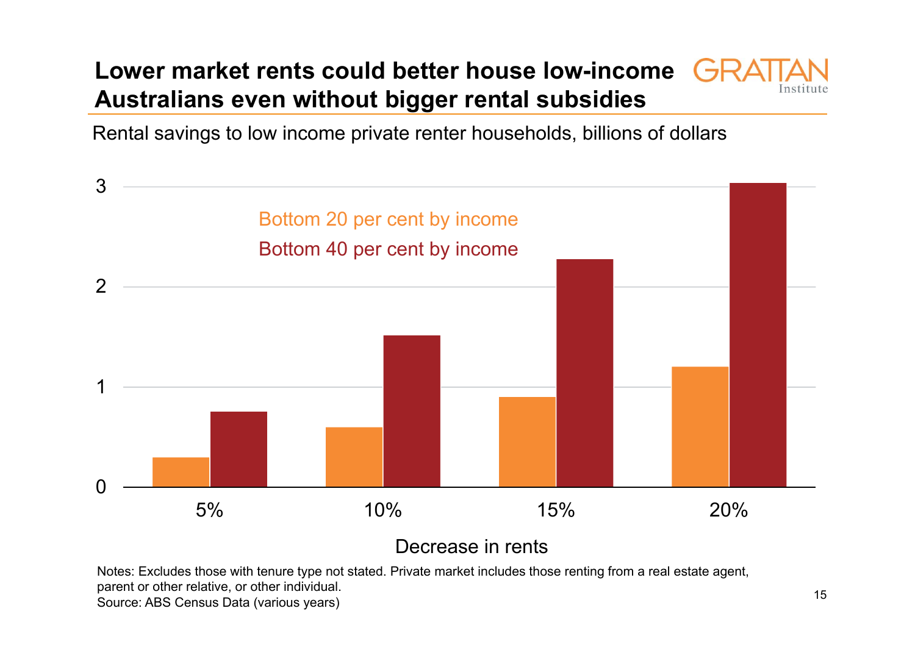# Lower market rents could better house low-income Australians even without bigger rental subsidies

Rental savings to low income private renter households, billions of dollars

Bottom 20 per cent by income

Bottom 40 per cent by income

Decrease in rents

Notes: Excludes those with tenure type not stated. Private market includes those renting from a real estate agent, parent or other relative, or other individual.

Source: ABS Census Data (various years)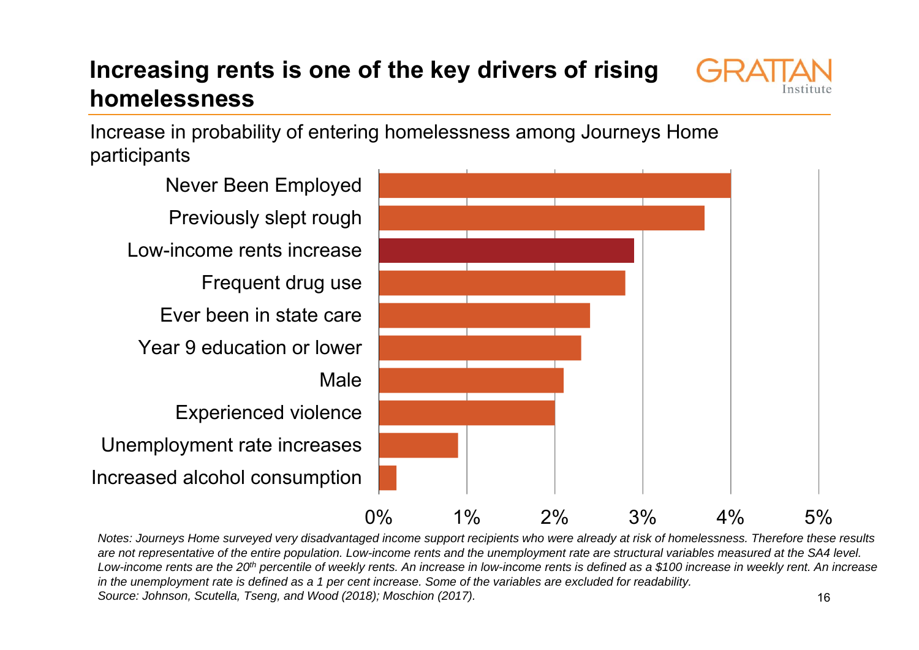# Increasing rents is one of the key drivers of rising homelessness

Increase in probability of entering homelessness among Journeys Home participants

| Variable | Increase in probability |
|---|---|
| Never Been Employed | 4.0% |
| Previously slept rough | 3.7% |
| Low-income rents increase | 2.9% |
| Frequent drug use | 2.8% |
| Ever been in state care | 2.4% |
| Year 9 education or lower | 2.3% |
| Male | 2.1% |
| Experienced violence | 2.0% |
| Unemployment rate increases | 0.9% |
| Increased alcohol consumption | 0.2% |

*Notes: Journeys Home surveyed very disadvantaged income support recipients who were already at risk of homelessness. Therefore these results are not representative of the entire population. Low-income rents and the unemployment rate are structural variables measured at the SA4 level. Low-income rents are the 20th percentile of weekly rents. An increase in low-income rents is defined as a $100 increase in weekly rent. An increase in the unemployment rate is defined as a 1 per cent increase. Some of the variables are excluded for readability.*

*Source: Johnson, Scutella, Tseng, and Wood (2018); Moschion (2017).*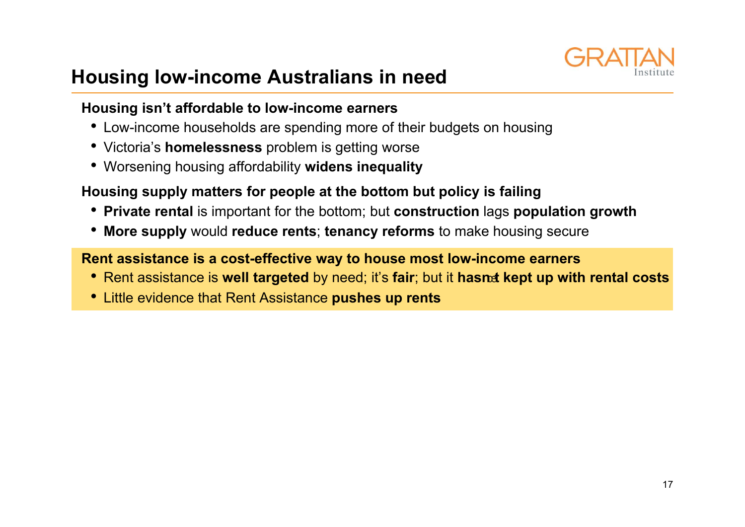# Housing low-income Australians in need

**Housing isn't affordable to low-income earners**

- Low-income households are spending more of their budgets on housing
- Victoria's **homelessness** problem is getting worse
- Worsening housing affordability **widens inequality**

**Housing supply matters for people at the bottom but policy is failing**

- **Private rental** is important for the bottom; but **construction** lags **population growth**
- **More supply** would **reduce rents**; **tenancy reforms** to make housing secure

**Rent assistance is a cost-effective way to house most low-income earners**

- Rent assistance is **well targeted** by need; it's **fair**; but it **hasn't kept up with rental costs**
- Little evidence that Rent Assistance **pushes up rents**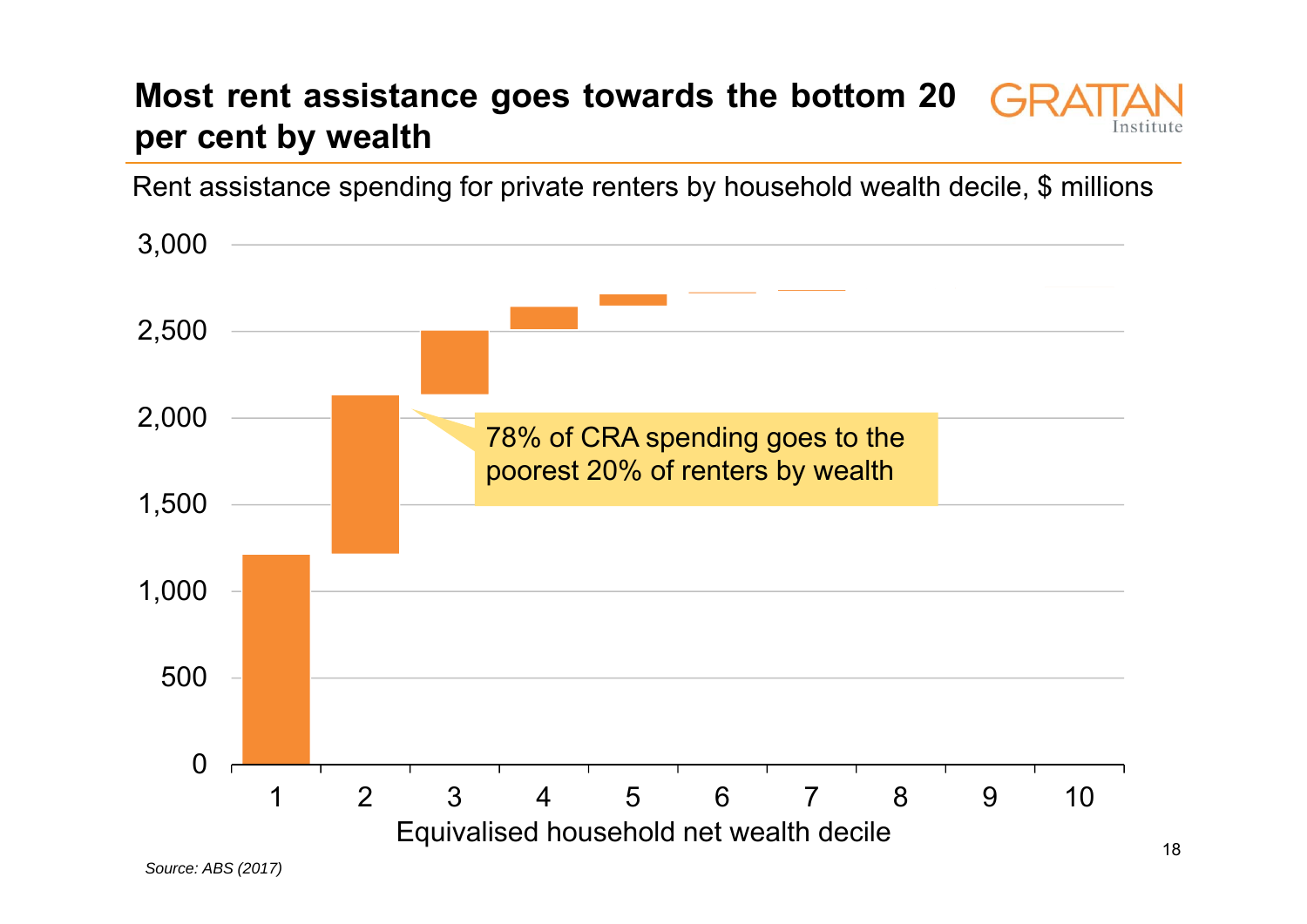# Most rent assistance goes towards the bottom 20 per cent by wealth

Rent assistance spending for private renters by household wealth decile, $ millions

78% of CRA spending goes to the poorest 20% of renters by wealth

Equivalised household net wealth decile

*Source: ABS (2017)*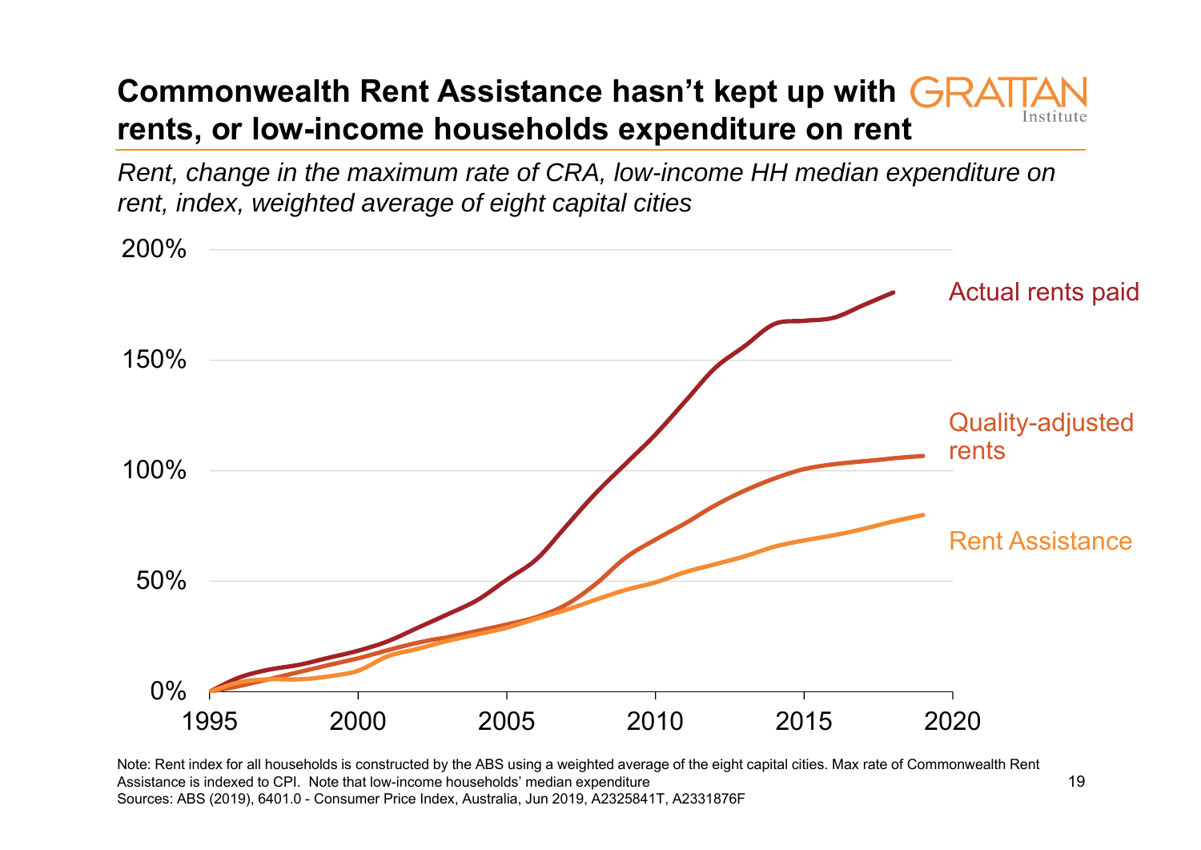# Commonwealth Rent Assistance hasn't kept up with rents, or low-income households expenditure on rent

*Rent, change in the maximum rate of CRA, low-income HH median expenditure on rent, index, weighted average of eight capital cities*

200%

150%

100%

50%

0%

1995 2000 2005 2010 2015 2020

Actual rents paid

Quality-adjusted rents

Rent Assistance

Note: Rent index for all households is constructed by the ABS using a weighted average of the eight capital cities. Max rate of Commonwealth Rent Assistance is indexed to CPI. Note that low-income households' median expenditure
Sources: ABS (2019), 6401.0 - Consumer Price Index, Australia, Jun 2019, A2325841T, A2331876F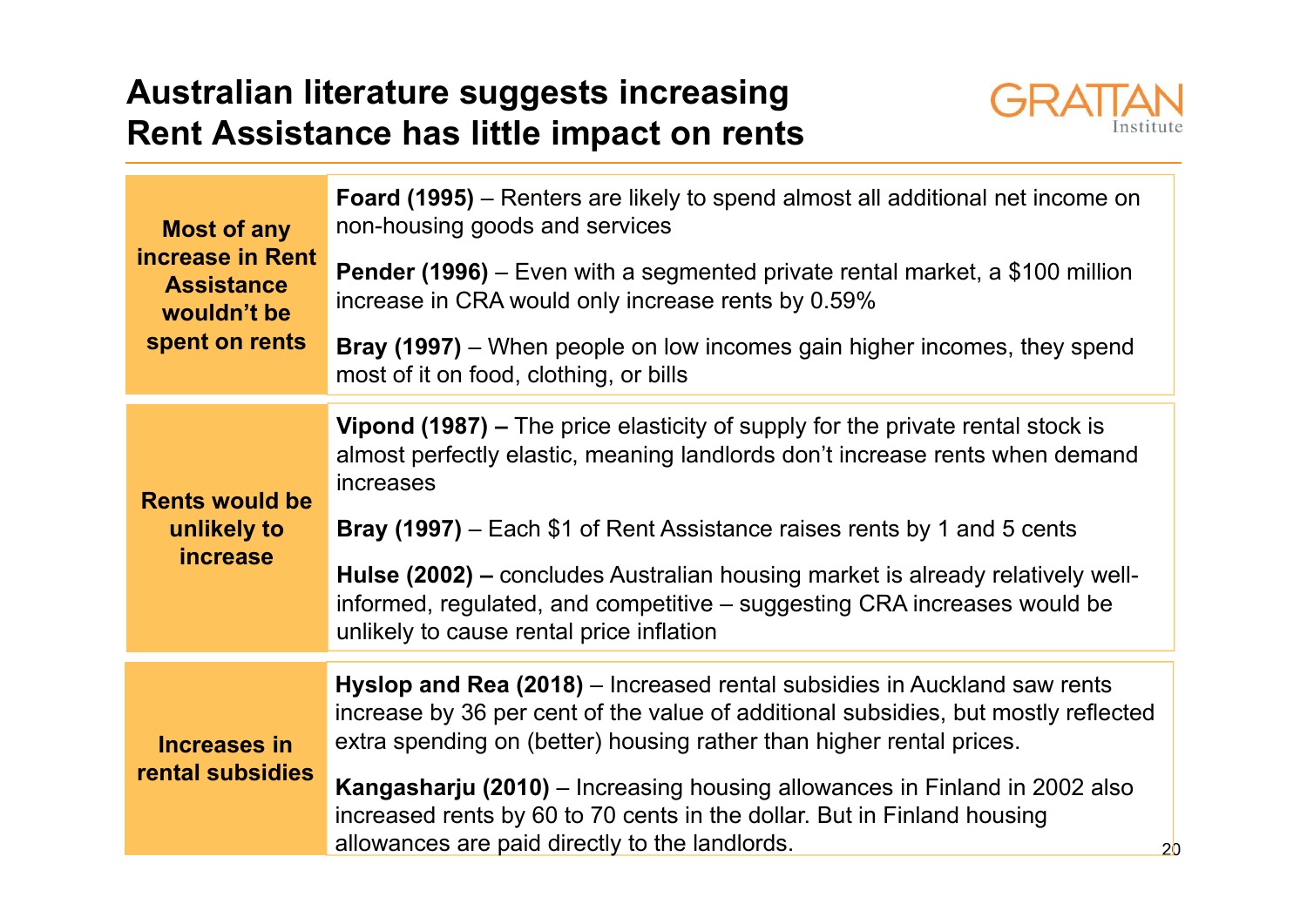# Australian literature suggests increasing Rent Assistance has little impact on rents

| | |
|---|---|
| **Most of any increase in Rent Assistance wouldn't be spent on rents** | **Foard (1995)** – Renters are likely to spend almost all additional net income on non-housing goods and services<br><br>**Pender (1996)** – Even with a segmented private rental market, a $100 million increase in CRA would only increase rents by 0.59%<br><br>**Bray (1997)** – When people on low incomes gain higher incomes, they spend most of it on food, clothing, or bills |
| **Rents would be unlikely to increase** | **Vipond (1987) –** The price elasticity of supply for the private rental stock is almost perfectly elastic, meaning landlords don't increase rents when demand increases<br><br>**Bray (1997)** – Each $1 of Rent Assistance raises rents by 1 and 5 cents<br><br>**Hulse (2002) –** concludes Australian housing market is already relatively well-informed, regulated, and competitive – suggesting CRA increases would be unlikely to cause rental price inflation |
| **Increases in rental subsidies** | **Hyslop and Rea (2018)** – Increased rental subsidies in Auckland saw rents increase by 36 per cent of the value of additional subsidies, but mostly reflected extra spending on (better) housing rather than higher rental prices.<br><br>**Kangasharju (2010)** – Increasing housing allowances in Finland in 2002 also increased rents by 60 to 70 cents in the dollar. But in Finland housing allowances are paid directly to the landlords. |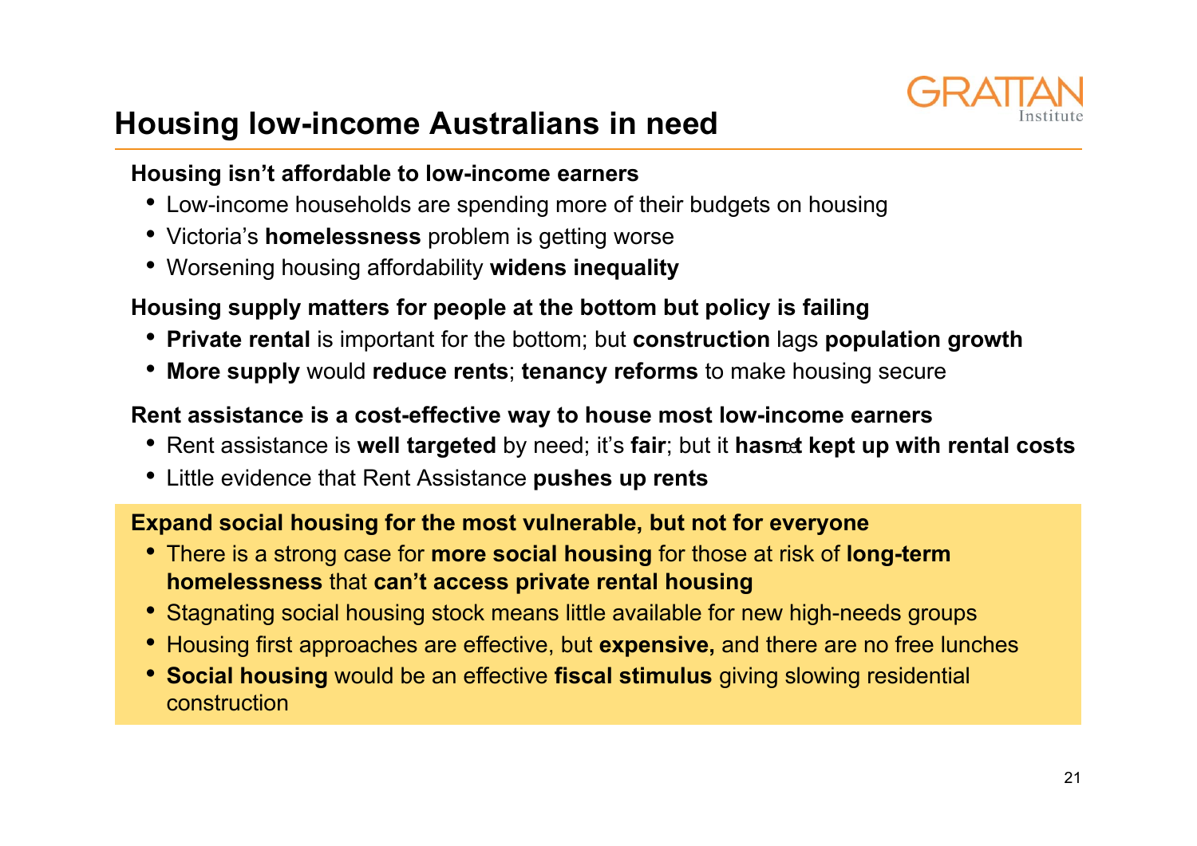# Housing low-income Australians in need

**Housing isn't affordable to low-income earners**

- Low-income households are spending more of their budgets on housing
- Victoria's **homelessness** problem is getting worse
- Worsening housing affordability **widens inequality**

**Housing supply matters for people at the bottom but policy is failing**

- **Private rental** is important for the bottom; but **construction** lags **population growth**
- **More supply** would **reduce rents**; **tenancy reforms** to make housing secure

**Rent assistance is a cost-effective way to house most low-income earners**

- Rent assistance is **well targeted** by need; it's **fair**; but it **hasn't kept up with rental costs**
- Little evidence that Rent Assistance **pushes up rents**

**Expand social housing for the most vulnerable, but not for everyone**

- There is a strong case for **more social housing** for those at risk of **long-term homelessness** that **can't access private rental housing**
- Stagnating social housing stock means little available for new high-needs groups
- Housing first approaches are effective, but **expensive,** and there are no free lunches
- **Social housing** would be an effective **fiscal stimulus** giving slowing residential construction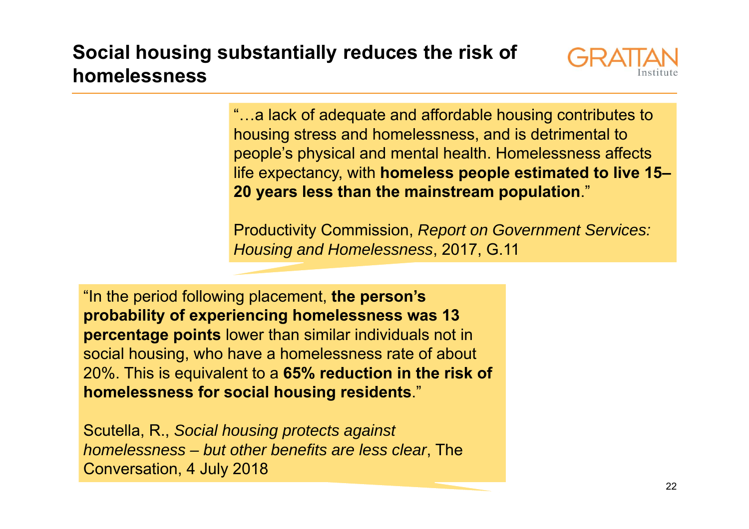# Social housing substantially reduces the risk of homelessness

"…a lack of adequate and affordable housing contributes to housing stress and homelessness, and is detrimental to people's physical and mental health. Homelessness affects life expectancy, with **homeless people estimated to live 15–20 years less than the mainstream population**."

Productivity Commission, *Report on Government Services: Housing and Homelessness*, 2017, G.11

"In the period following placement, **the person's probability of experiencing homelessness was 13 percentage points** lower than similar individuals not in social housing, who have a homelessness rate of about 20%. This is equivalent to a **65% reduction in the risk of homelessness for social housing residents**."

Scutella, R., *Social housing protects against homelessness – but other benefits are less clear*, The Conversation, 4 July 2018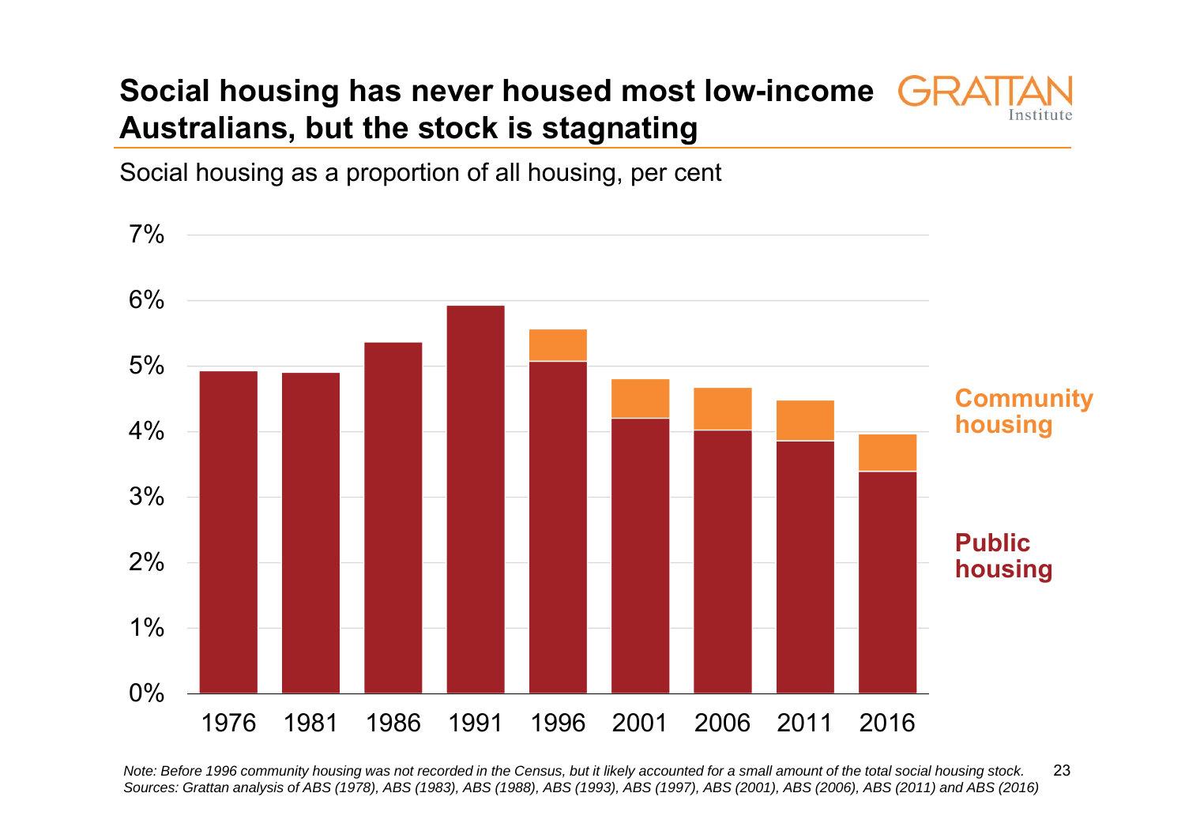## Social housing has never housed most low-income Australians, but the stock is stagnating

Social housing as a proportion of all housing, per cent

Note: Before 1996 community housing was not recorded in the Census, but it likely accounted for a small amount of the total social housing stock.
Sources: Grattan analysis of ABS (1978), ABS (1983), ABS (1988), ABS (1993), ABS (1997), ABS (2001), ABS (2006), ABS (2011) and ABS (2016)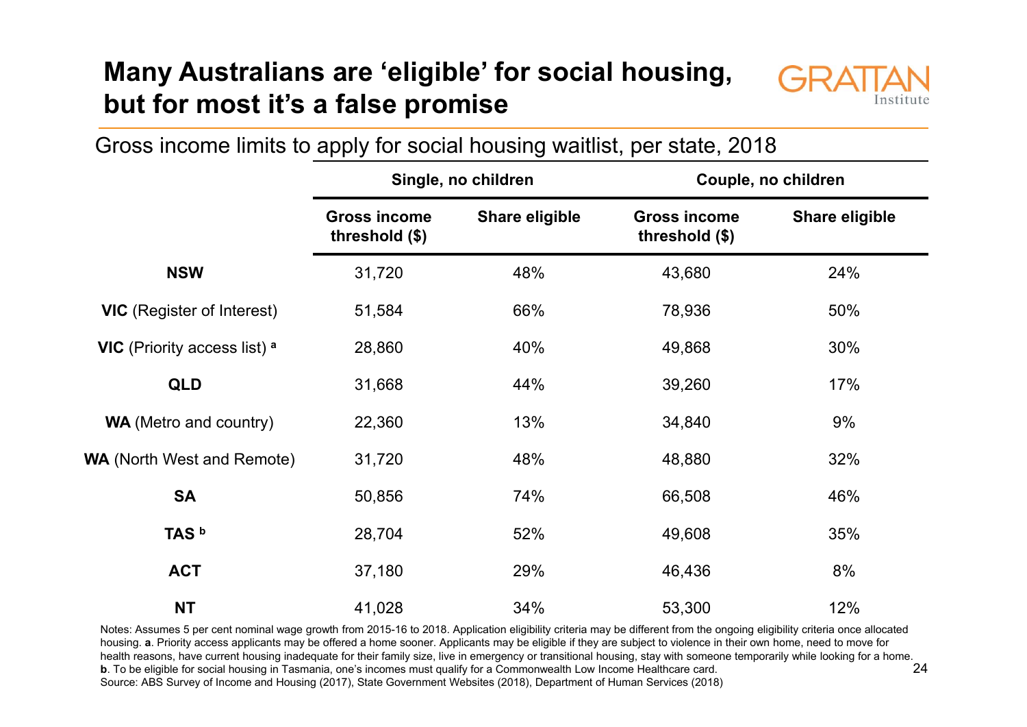# Many Australians are 'eligible' for social housing, but for most it's a false promise

Gross income limits to apply for social housing waitlist, per state, 2018

| | Single, no children | | Couple, no children | |
|---|---|---|---|---|
| | Gross income threshold ($) | Share eligible | Gross income threshold ($) | Share eligible |
| **NSW** | 31,720 | 48% | 43,680 | 24% |
| **VIC** (Register of Interest) | 51,584 | 66% | 78,936 | 50% |
| **VIC** (Priority access list) [a] | 28,860 | 40% | 49,868 | 30% |
| **QLD** | 31,668 | 44% | 39,260 | 17% |
| **WA** (Metro and country) | 22,360 | 13% | 34,840 | 9% |
| **WA** (North West and Remote) | 31,720 | 48% | 48,880 | 32% |
| **SA** | 50,856 | 74% | 66,508 | 46% |
| **TAS** [b] | 28,704 | 52% | 49,608 | 35% |
| **ACT** | 37,180 | 29% | 46,436 | 8% |
| **NT** | 41,028 | 34% | 53,300 | 12% |

Notes: Assumes 5 per cent nominal wage growth from 2015-16 to 2018. Application eligibility criteria may be different from the ongoing eligibility criteria once allocated housing. **a**. Priority access applicants may be offered a home sooner. Applicants may be eligible if they are subject to violence in their own home, need to move for health reasons, have current housing inadequate for their family size, live in emergency or transitional housing, stay with someone temporarily while looking for a home. **b**. To be eligible for social housing in Tasmania, one's incomes must qualify for a Commonwealth Low Income Healthcare card.
Source: ABS Survey of Income and Housing (2017), State Government Websites (2018), Department of Human Services (2018)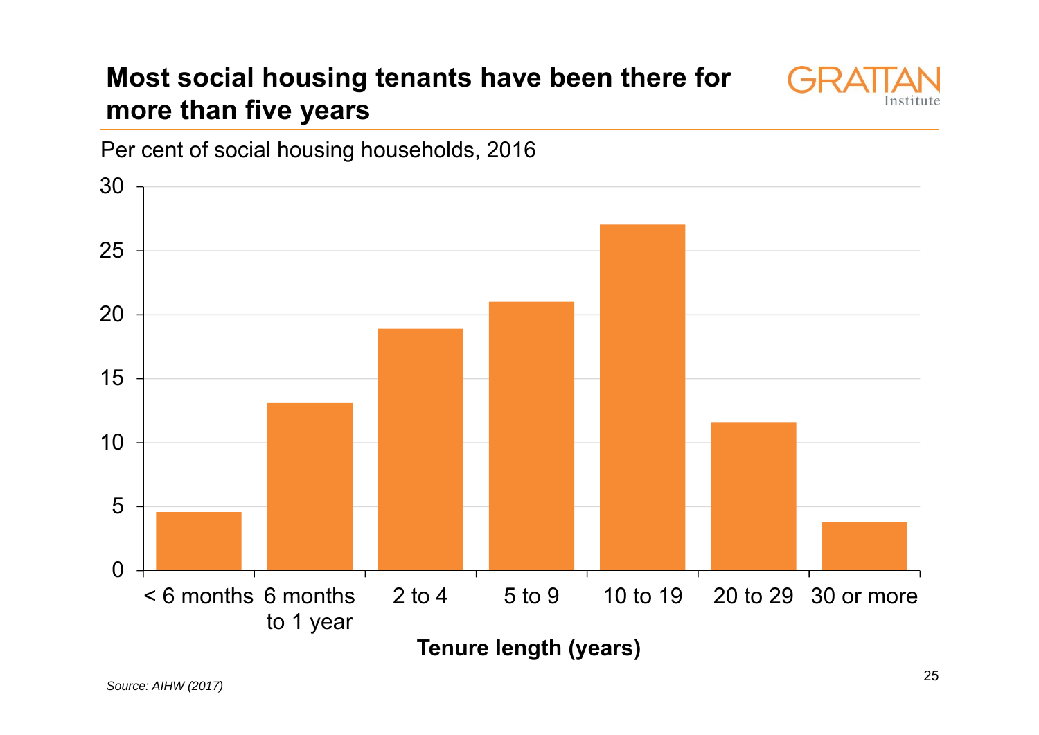## Most social housing tenants have been there for more than five years

Per cent of social housing households, 2016

| Tenure length (years) | Per cent |
|---|---|
| < 6 months | 4.6 |
| 6 months to 1 year | 13.1 |
| 2 to 4 | 18.9 |
| 5 to 9 | 21.0 |
| 10 to 19 | 27.0 |
| 20 to 29 | 11.6 |
| 30 or more | 3.8 |

*Source: AIHW (2017)*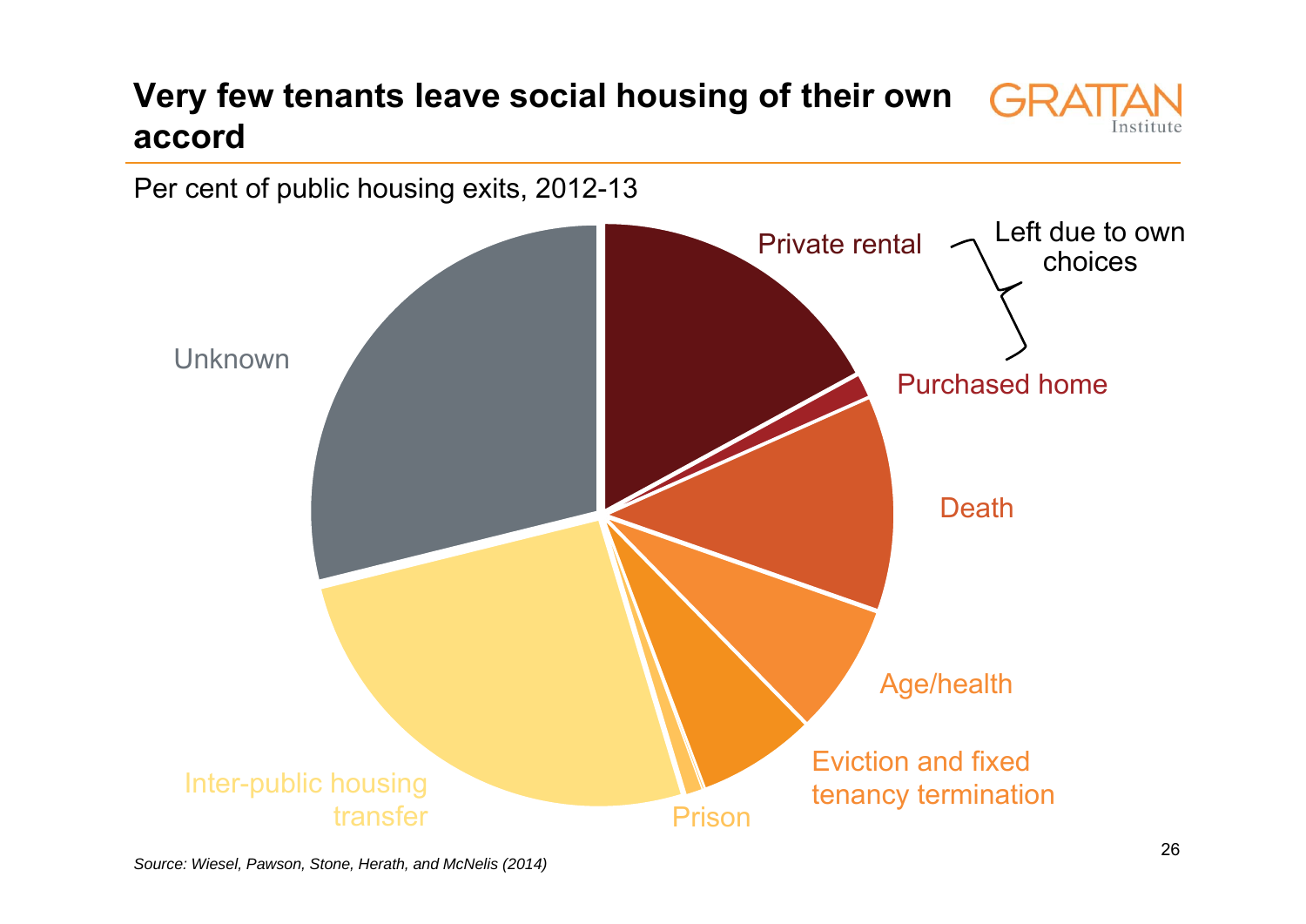## Very few tenants leave social housing of their own accord

Per cent of public housing exits, 2012-13

Private rental

Purchased home

Left due to own choices

Death

Age/health

Eviction and fixed tenancy termination

Prison

Inter-public housing transfer

Unknown

*Source: Wiesel, Pawson, Stone, Herath, and McNelis (2014)*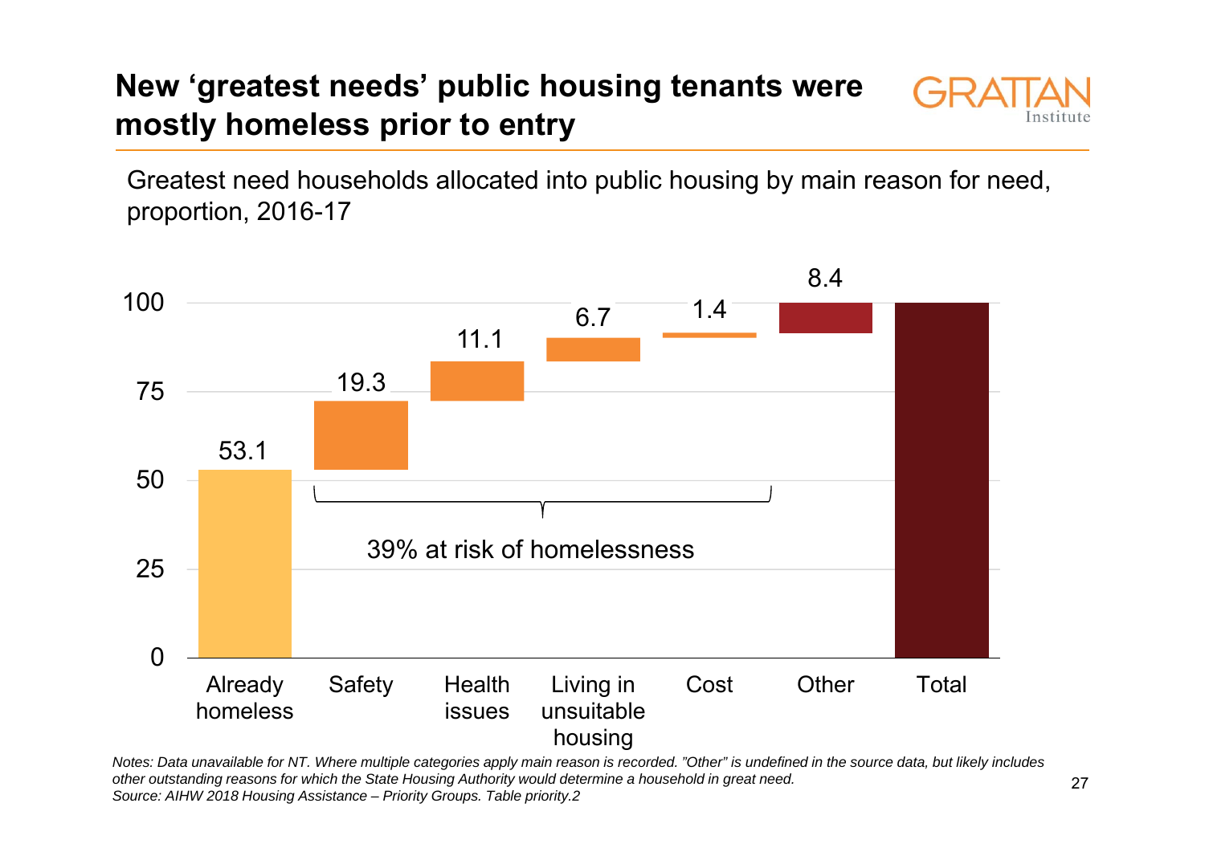# New 'greatest needs' public housing tenants were mostly homeless prior to entry

Greatest need households allocated into public housing by main reason for need, proportion, 2016-17

| Reason | Proportion |
|---|---|
| Already homeless | 53.1 |
| Safety | 19.3 |
| Health issues | 11.1 |
| Living in unsuitable housing | 6.7 |
| Cost | 1.4 |
| Other | 8.4 |
| Total | 100 |

39% at risk of homelessness

*Notes: Data unavailable for NT. Where multiple categories apply main reason is recorded. "Other" is undefined in the source data, but likely includes other outstanding reasons for which the State Housing Authority would determine a household in great need.*
*Source: AIHW 2018 Housing Assistance – Priority Groups. Table priority.2*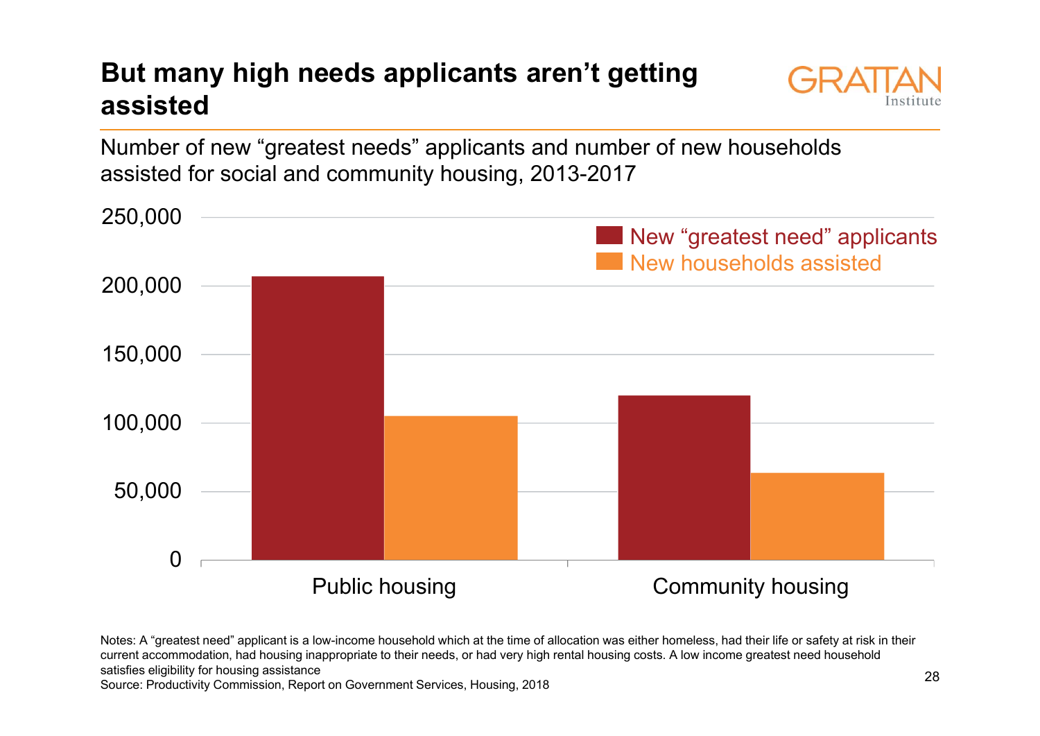# But many high needs applicants aren't getting assisted

Number of new "greatest needs" applicants and number of new households assisted for social and community housing, 2013-2017

| | New "greatest need" applicants | New households assisted |
|---|---|---|
| Public housing | ~207,000 | ~105,000 |
| Community housing | ~120,000 | ~64,000 |

Notes: A "greatest need" applicant is a low-income household which at the time of allocation was either homeless, had their life or safety at risk in their current accommodation, had housing inappropriate to their needs, or had very high rental housing costs. A low income greatest need household satisfies eligibility for housing assistance

Source: Productivity Commission, Report on Government Services, Housing, 2018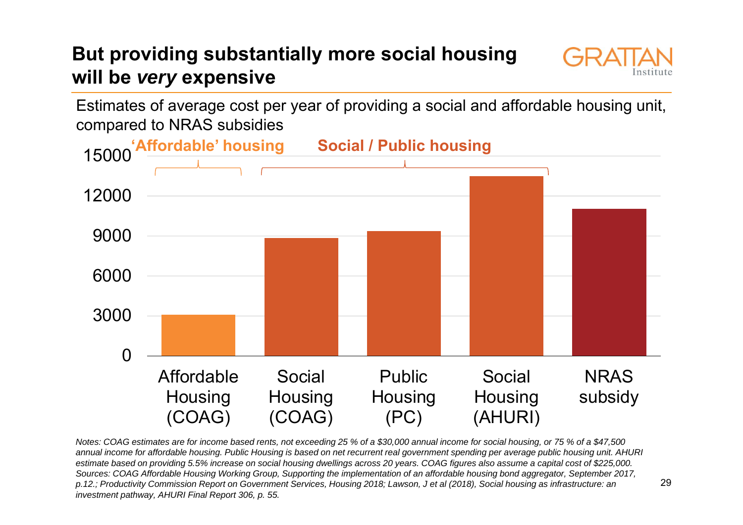# But providing substantially more social housing will be *very* expensive

Estimates of average cost per year of providing a social and affordable housing unit, compared to NRAS subsidies

| | Affordable Housing (COAG) | Social Housing (COAG) | Public Housing (PC) | Social Housing (AHURI) | NRAS subsidy |
|---|---|---|---|---|---|
| Category | 'Affordable' housing | Social / Public housing | Social / Public housing | Social / Public housing | |
| Approx. cost per year | ~3,100 | ~8,800 | ~9,300 | ~13,500 | ~11,000 |

*Notes: COAG estimates are for income based rents, not exceeding 25 % of a $30,000 annual income for social housing, or 75 % of a $47,500 annual income for affordable housing. Public Housing is based on net recurrent real government spending per average public housing unit. AHURI estimate based on providing 5.5% increase on social housing dwellings across 20 years. COAG figures also assume a capital cost of $225,000.*
*Sources: COAG Affordable Housing Working Group, Supporting the implementation of an affordable housing bond aggregator, September 2017, p.12.; Productivity Commission Report on Government Services, Housing 2018; Lawson, J et al (2018), Social housing as infrastructure: an investment pathway, AHURI Final Report 306, p. 55.*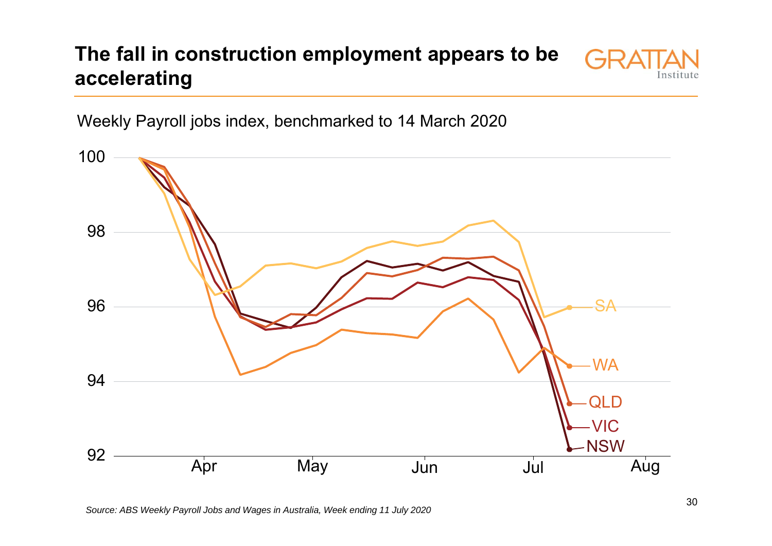# The fall in construction employment appears to be accelerating

Weekly Payroll jobs index, benchmarked to 14 March 2020

*Source: ABS Weekly Payroll Jobs and Wages in Australia, Week ending 11 July 2020*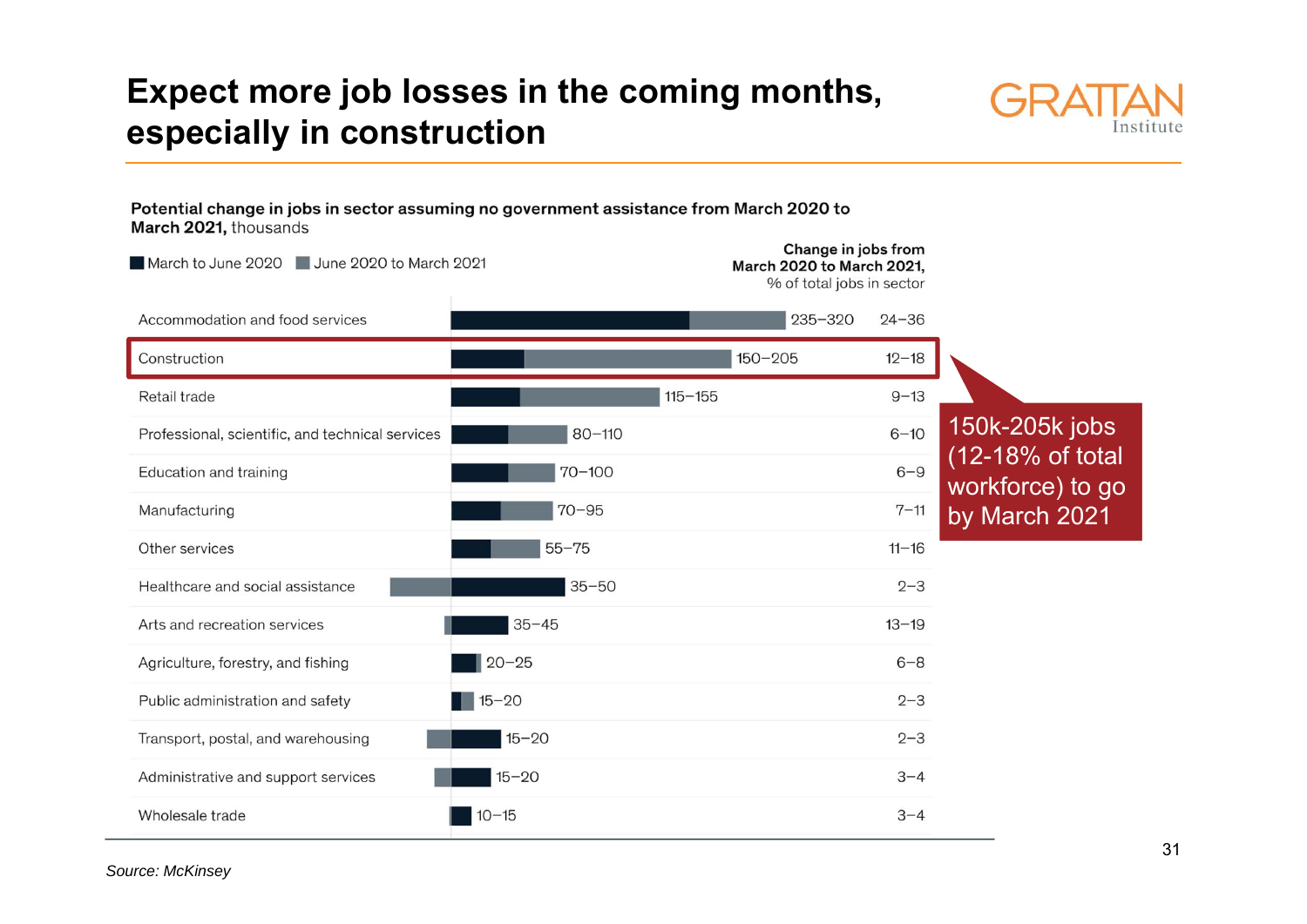# Expect more job losses in the coming months, especially in construction

**Potential change in jobs in sector assuming no government assistance from March 2020 to March 2021,** thousands

■ March to June 2020 ■ June 2020 to March 2021

| Sector | Change in jobs (thousands) | Change in jobs from March 2020 to March 2021, % of total jobs in sector |
|---|---|---|
| Accommodation and food services | 235–320 | 24–36 |
| **Construction** | **150–205** | **12–18** |
| Retail trade | 115–155 | 9–13 |
| Professional, scientific, and technical services | 80–110 | 6–10 |
| Education and training | 70–100 | 6–9 |
| Manufacturing | 70–95 | 7–11 |
| Other services | 55–75 | 11–16 |
| Healthcare and social assistance | 35–50 | 2–3 |
| Arts and recreation services | 35–45 | 13–19 |
| Agriculture, forestry, and fishing | 20–25 | 6–8 |
| Public administration and safety | 15–20 | 2–3 |
| Transport, postal, and warehousing | 15–20 | 2–3 |
| Administrative and support services | 15–20 | 3–4 |
| Wholesale trade | 10–15 | 3–4 |

150k-205k jobs (12-18% of total workforce) to go by March 2021

*Source: McKinsey*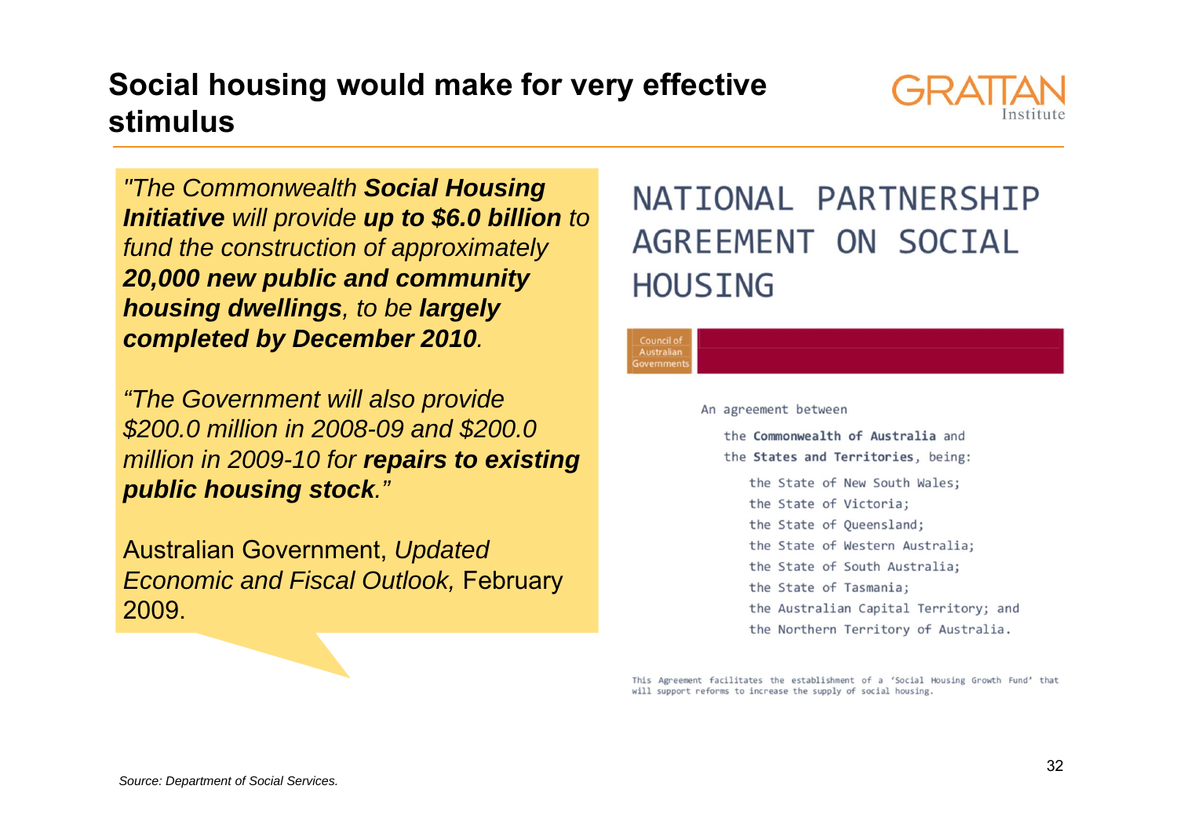# Social housing would make for very effective stimulus

*"The Commonwealth **Social Housing Initiative** will provide **up to $6.0 billion** to fund the construction of approximately **20,000 new public and community housing dwellings**, to be **largely completed by December 2010**.*

*"The Government will also provide $200.0 million in 2008-09 and $200.0 million in 2009-10 for **repairs to existing public housing stock**."*

Australian Government, *Updated Economic and Fiscal Outlook,* February 2009.

## NATIONAL PARTNERSHIP AGREEMENT ON SOCIAL HOUSING

Council of Australian Governments

An agreement between

the **Commonwealth of Australia** and

the **States and Territories**, being:

the State of New South Wales;
the State of Victoria;
the State of Queensland;
the State of Western Australia;
the State of South Australia;
the State of Tasmania;
the Australian Capital Territory; and
the Northern Territory of Australia.

This Agreement facilitates the establishment of a 'Social Housing Growth Fund' that will support reforms to increase the supply of social housing.

*Source: Department of Social Services.*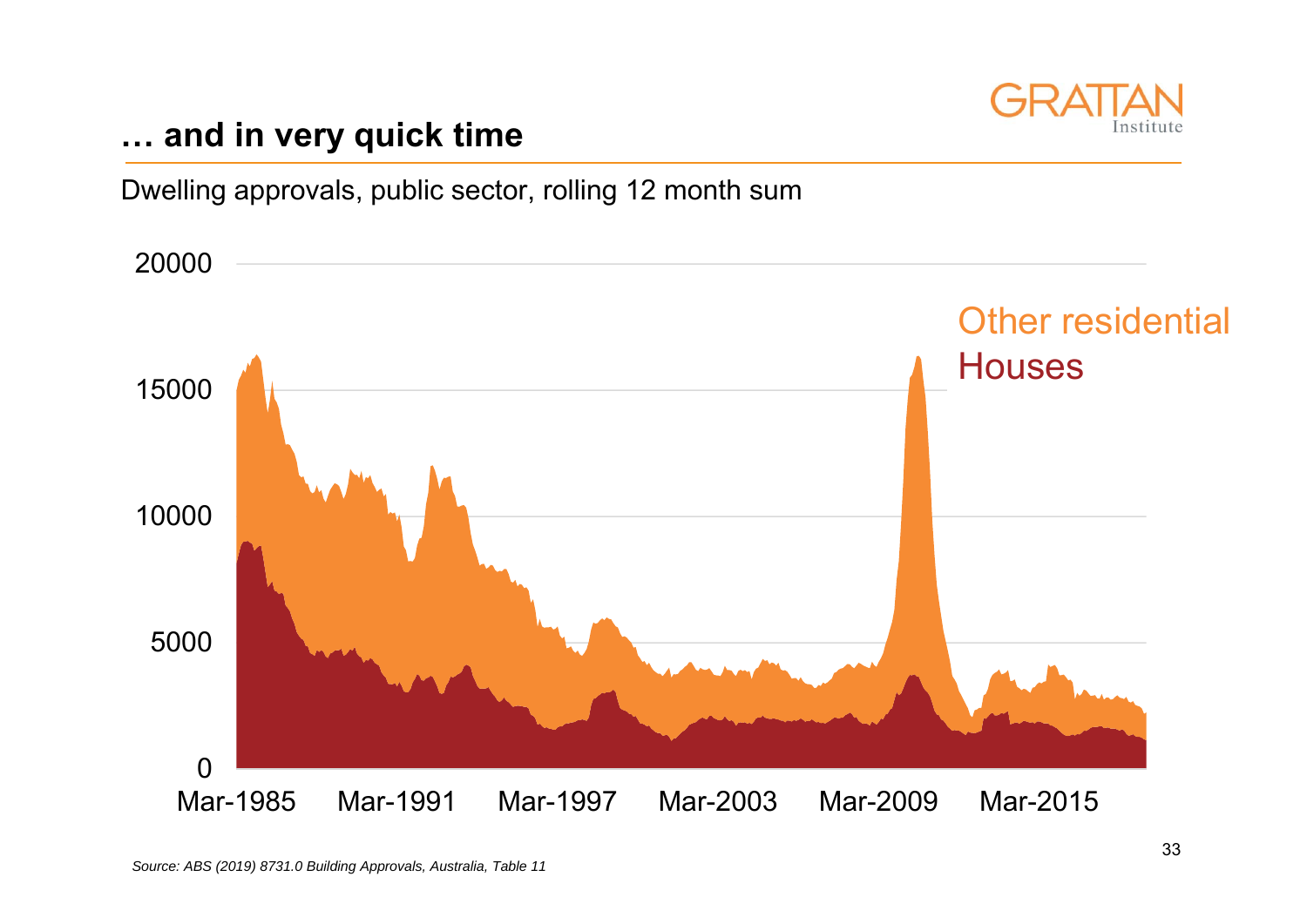## … and in very quick time

Dwelling approvals, public sector, rolling 12 month sum

*Source: ABS (2019) 8731.0 Building Approvals, Australia, Table 11*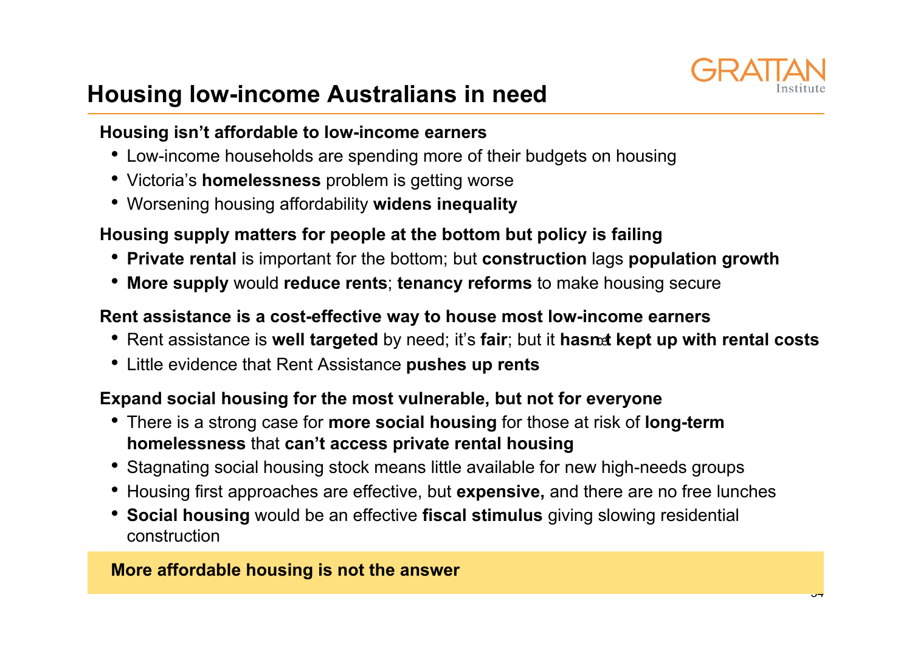# Housing low-income Australians in need

**Housing isn't affordable to low-income earners**

- Low-income households are spending more of their budgets on housing
- Victoria's **homelessness** problem is getting worse
- Worsening housing affordability **widens inequality**

**Housing supply matters for people at the bottom but policy is failing**

- **Private rental** is important for the bottom; but **construction** lags **population growth**
- **More supply** would **reduce rents**; **tenancy reforms** to make housing secure

**Rent assistance is a cost-effective way to house most low-income earners**

- Rent assistance is **well targeted** by need; it's **fair**; but it **hasn't kept up with rental costs**
- Little evidence that Rent Assistance **pushes up rents**

**Expand social housing for the most vulnerable, but not for everyone**

- There is a strong case for **more social housing** for those at risk of **long-term homelessness** that **can't access private rental housing**
- Stagnating social housing stock means little available for new high-needs groups
- Housing first approaches are effective, but **expensive,** and there are no free lunches
- **Social housing** would be an effective **fiscal stimulus** giving slowing residential construction

**More affordable housing is not the answer**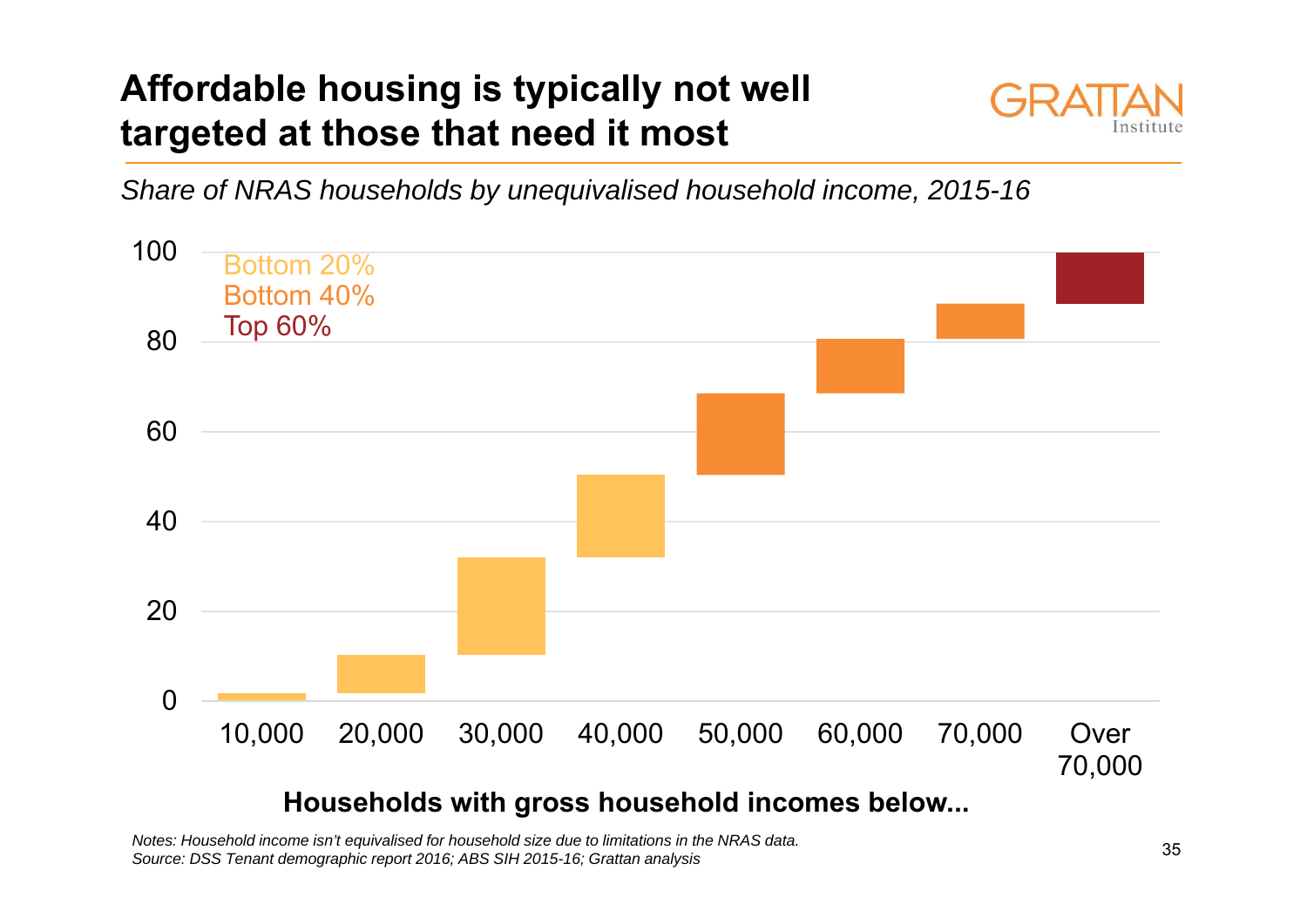# Affordable housing is typically not well targeted at those that need it most

*Share of NRAS households by unequivalised household income, 2015-16*

Bottom 20%
Bottom 40%
Top 60%

Households with gross household incomes below...

| 10,000 | 20,000 | 30,000 | 40,000 | 50,000 | 60,000 | 70,000 | Over 70,000 |
|---|---|---|---|---|---|---|---|

*Notes: Household income isn't equivalised for household size due to limitations in the NRAS data.*
*Source: DSS Tenant demographic report 2016; ABS SIH 2015-16; Grattan analysis*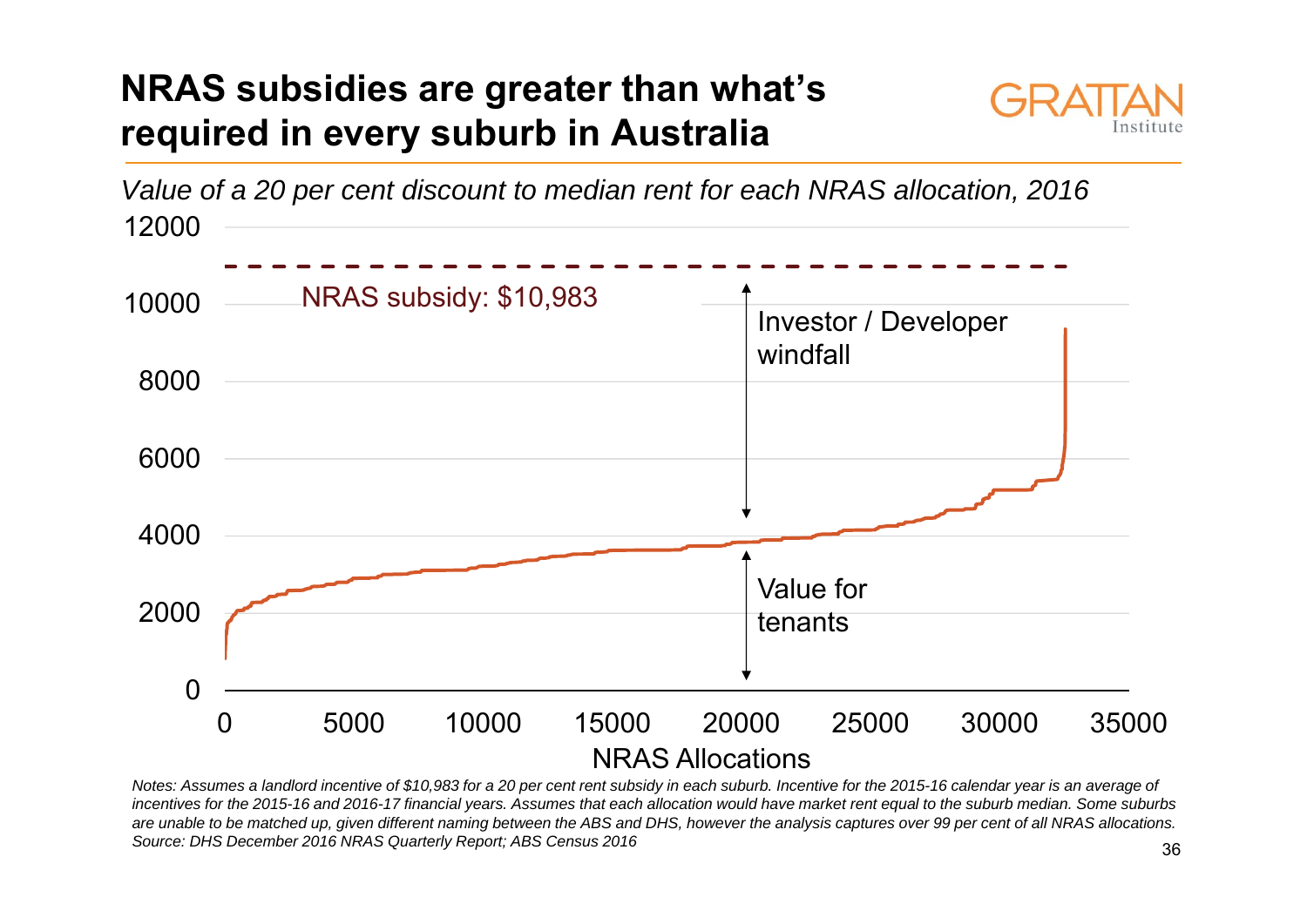# NRAS subsidies are greater than what's required in every suburb in Australia

*Value of a 20 per cent discount to median rent for each NRAS allocation, 2016*

*Notes: Assumes a landlord incentive of $10,983 for a 20 per cent rent subsidy in each suburb. Incentive for the 2015-16 calendar year is an average of incentives for the 2015-16 and 2016-17 financial years. Assumes that each allocation would have market rent equal to the suburb median. Some suburbs are unable to be matched up, given different naming between the ABS and DHS, however the analysis captures over 99 per cent of all NRAS allocations.*
*Source: DHS December 2016 NRAS Quarterly Report; ABS Census 2016*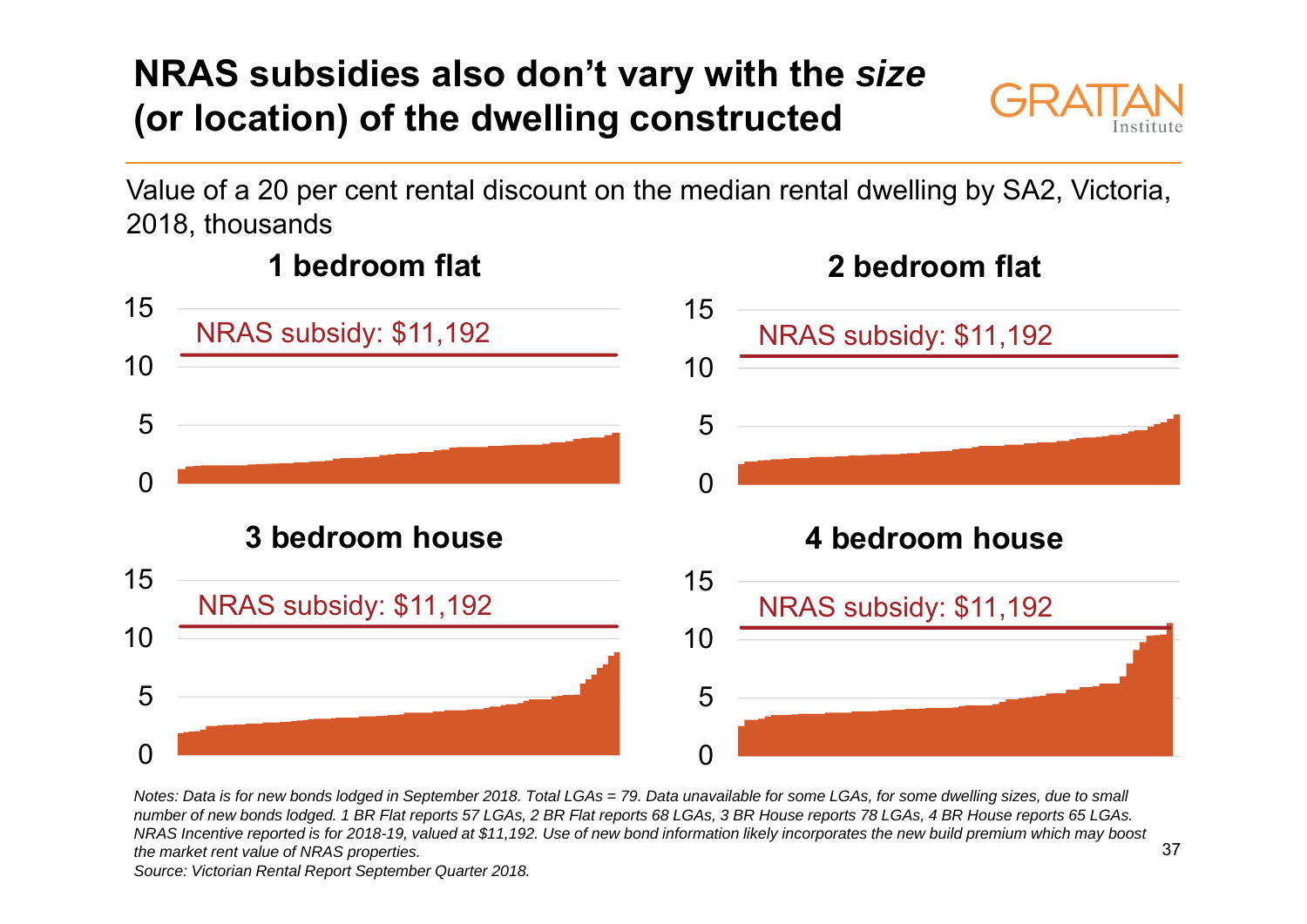# NRAS subsidies also don't vary with the *size* (or location) of the dwelling constructed

Value of a 20 per cent rental discount on the median rental dwelling by SA2, Victoria, 2018, thousands

**1 bedroom flat**

NRAS subsidy: $11,192

**2 bedroom flat**

NRAS subsidy: $11,192

**3 bedroom house**

NRAS subsidy: $11,192

**4 bedroom house**

NRAS subsidy: $11,192

*Notes: Data is for new bonds lodged in September 2018. Total LGAs = 79. Data unavailable for some LGAs, for some dwelling sizes, due to small number of new bonds lodged. 1 BR Flat reports 57 LGAs, 2 BR Flat reports 68 LGAs, 3 BR House reports 78 LGAs, 4 BR House reports 65 LGAs. NRAS Incentive reported is for 2018-19, valued at $11,192. Use of new bond information likely incorporates the new build premium which may boost the market rent value of NRAS properties.*

*Source: Victorian Rental Report September Quarter 2018.*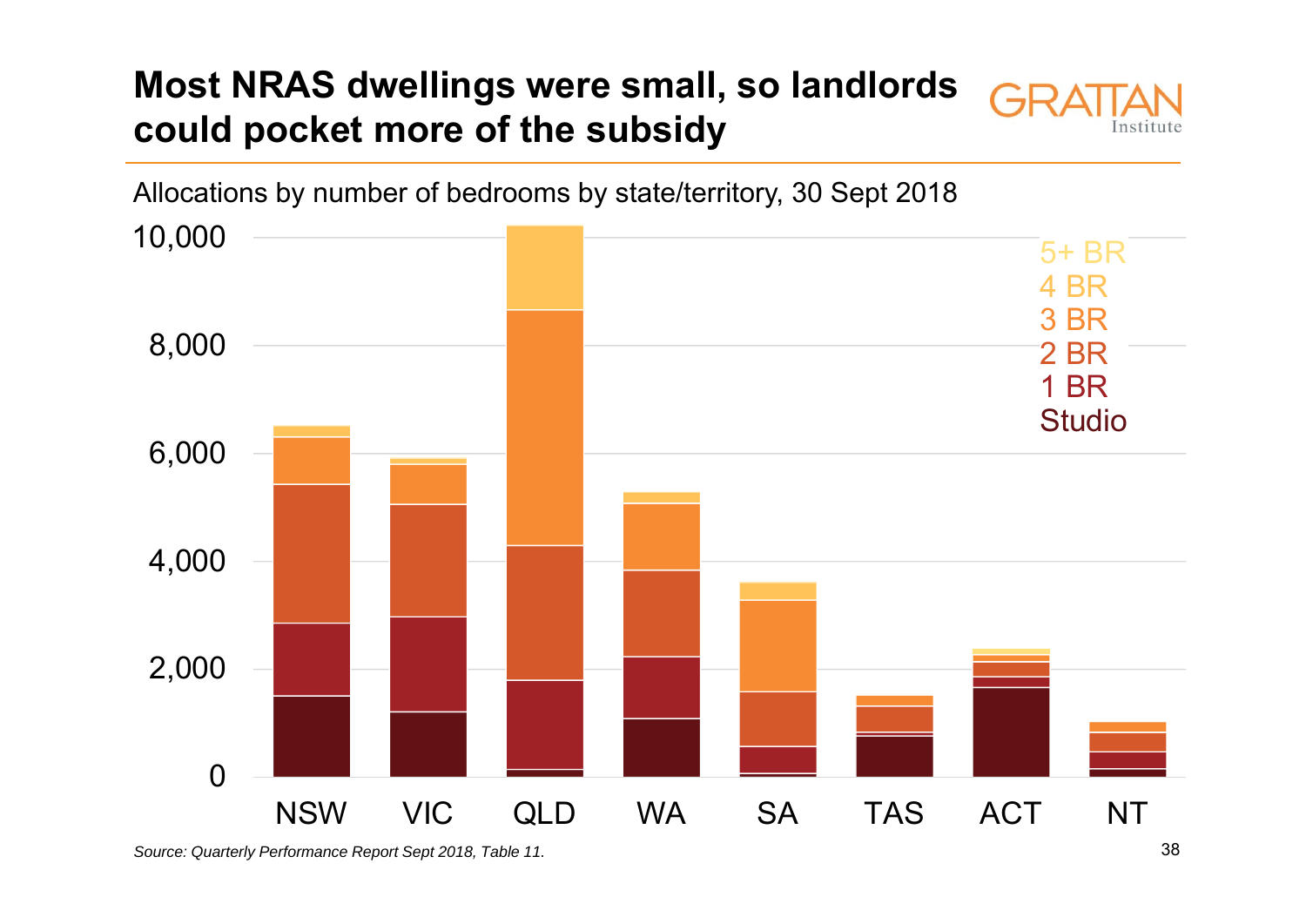# Most NRAS dwellings were small, so landlords could pocket more of the subsidy

Allocations by number of bedrooms by state/territory, 30 Sept 2018

*Source: Quarterly Performance Report Sept 2018, Table 11.*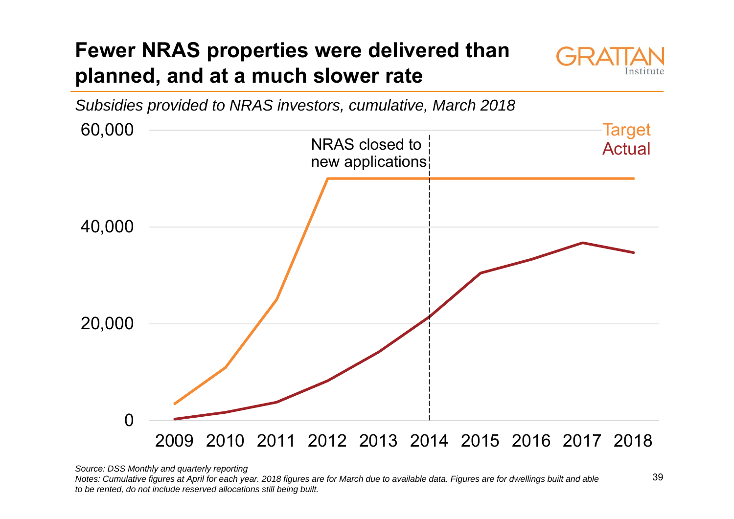# Fewer NRAS properties were delivered than planned, and at a much slower rate

*Subsidies provided to NRAS investors, cumulative, March 2018*

*Source: DSS Monthly and quarterly reporting*

*Notes: Cumulative figures at April for each year. 2018 figures are for March due to available data. Figures are for dwellings built and able to be rented, do not include reserved allocations still being built.*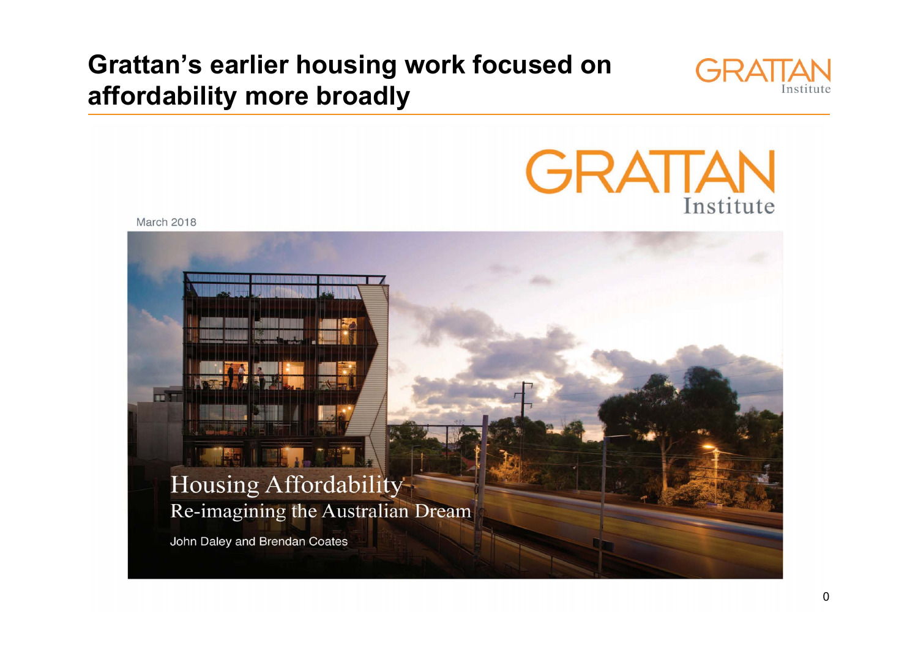# Grattan's earlier housing work focused on affordability more broadly

GRATTAN Institute

March 2018

Housing Affordability
Re-imagining the Australian Dream

John Daley and Brendan Coates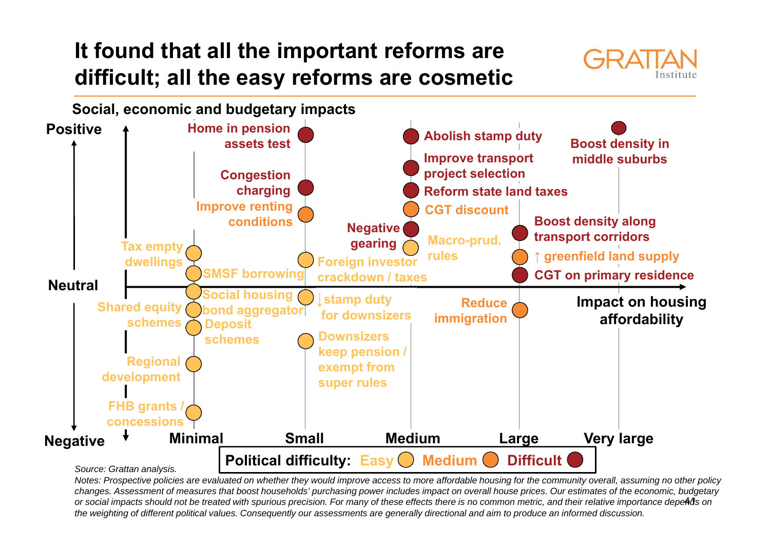# It found that all the important reforms are difficult; all the easy reforms are cosmetic

**Social, economic and budgetary impacts**

| Impact on housing affordability | Policy | Social, economic and budgetary impacts | Political difficulty |
|---|---|---|---|
| Minimal | Tax empty dwellings | Positive (slight) | Easy |
| Minimal | SMSF borrowing | Positive (slight) | Easy |
| Minimal | Social housing bond aggregator | Neutral | Easy |
| Minimal | Shared equity schemes | Negative (slight) | Easy |
| Minimal | Deposit schemes | Negative (slight) | Easy |
| Minimal | Regional development | Negative | Easy |
| Minimal | FHB grants / concessions | Negative | Easy |
| Small | Home in pension assets test | Positive | Difficult |
| Small | Congestion charging | Positive | Difficult |
| Small | Improve renting conditions | Positive | Medium |
| Small | Foreign investor crackdown / taxes | Positive (slight) | Easy |
| Small | ↓stamp duty for downsizers | Negative (slight) | Easy |
| Small | Downsizers keep pension / exempt from super rules | Negative | Easy |
| Medium | Abolish stamp duty | Positive | Difficult |
| Medium | Improve transport project selection | Positive | Difficult |
| Medium | Reform state land taxes | Positive | Difficult |
| Medium | CGT discount | Positive | Medium |
| Medium | Negative gearing | Positive | Difficult |
| Medium | Macro-prud. rules | Positive (slight) | Easy |
| Large | Boost density along transport corridors | Positive | Difficult |
| Large | ↑ greenfield land supply | Positive (slight) | Medium |
| Large | CGT on primary residence | Positive (slight) | Difficult |
| Large | Reduce immigration | Negative (slight) | Medium |
| Very large | Boost density in middle suburbs | Positive | Difficult |

Political difficulty: Easy, Medium, Difficult

*Source: Grattan analysis.*

*Notes: Prospective policies are evaluated on whether they would improve access to more affordable housing for the community overall, assuming no other policy changes. Assessment of measures that boost households' purchasing power includes impact on overall house prices. Our estimates of the economic, budgetary or social impacts should not be treated with spurious precision. For many of these effects there is no common metric, and their relative importance depends on the weighting of different political values. Consequently our assessments are generally directional and aim to produce an informed discussion.*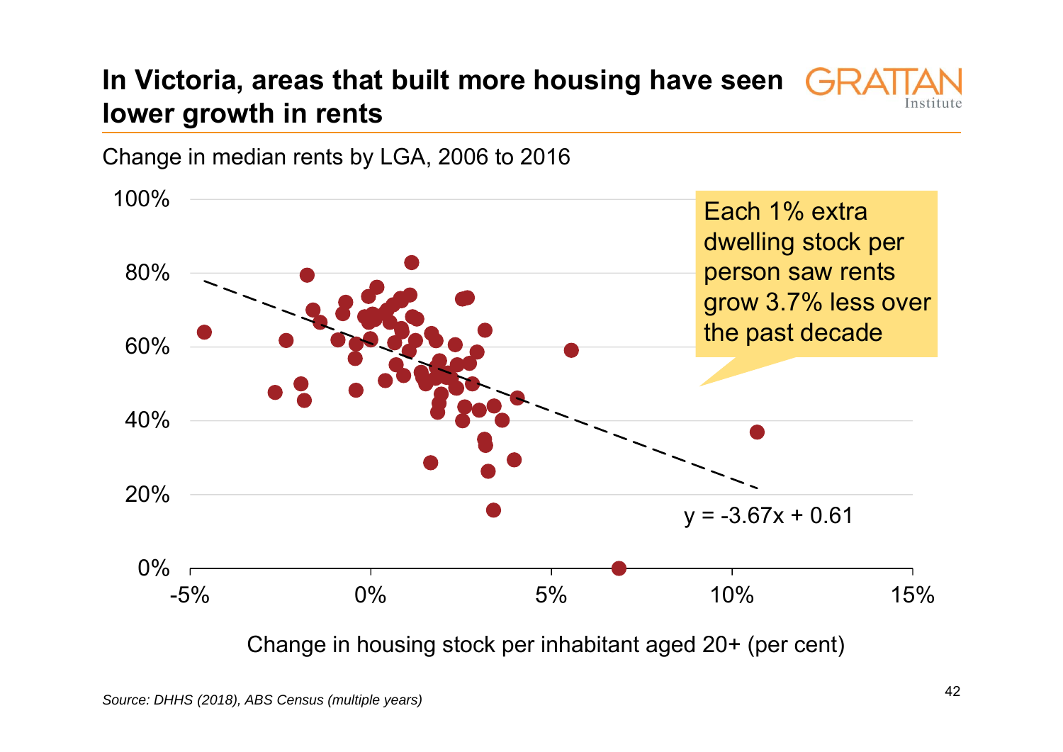# In Victoria, areas that built more housing have seen lower growth in rents

Change in median rents by LGA, 2006 to 2016

Each 1% extra dwelling stock per person saw rents grow 3.7% less over the past decade

$y = -3.67x + 0.61$

Change in housing stock per inhabitant aged 20+ (per cent)

*Source: DHHS (2018), ABS Census (multiple years)*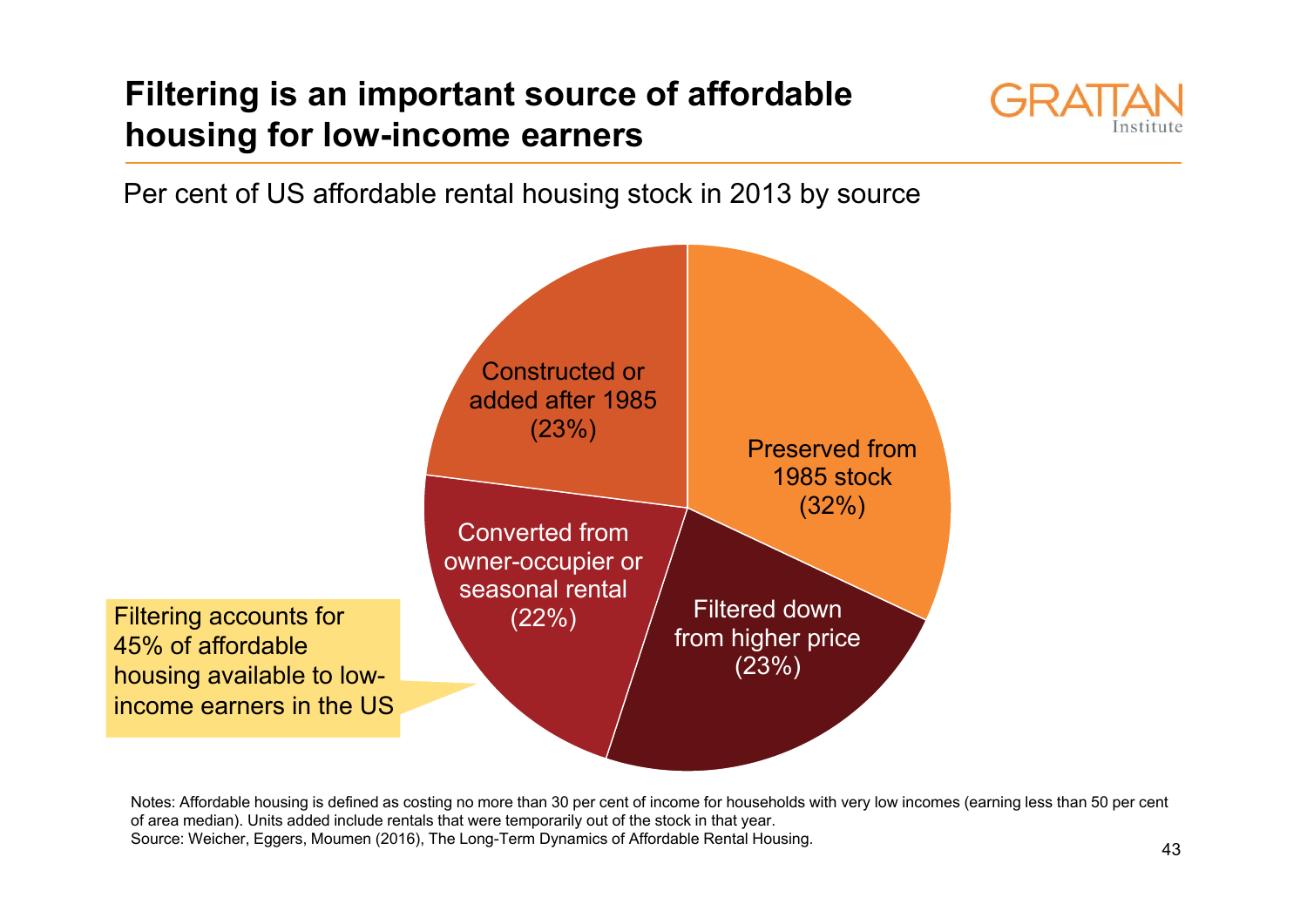# Filtering is an important source of affordable housing for low-income earners

GRATTAN Institute

Per cent of US affordable rental housing stock in 2013 by source

Constructed or added after 1985 (23%)

Preserved from 1985 stock (32%)

Converted from owner-occupier or seasonal rental (22%)

Filtered down from higher price (23%)

Filtering accounts for 45% of affordable housing available to low-income earners in the US

Notes: Affordable housing is defined as costing no more than 30 per cent of income for households with very low incomes (earning less than 50 per cent of area median). Units added include rentals that were temporarily out of the stock in that year.
Source: Weicher, Eggers, Moumen (2016), The Long-Term Dynamics of Affordable Rental Housing.